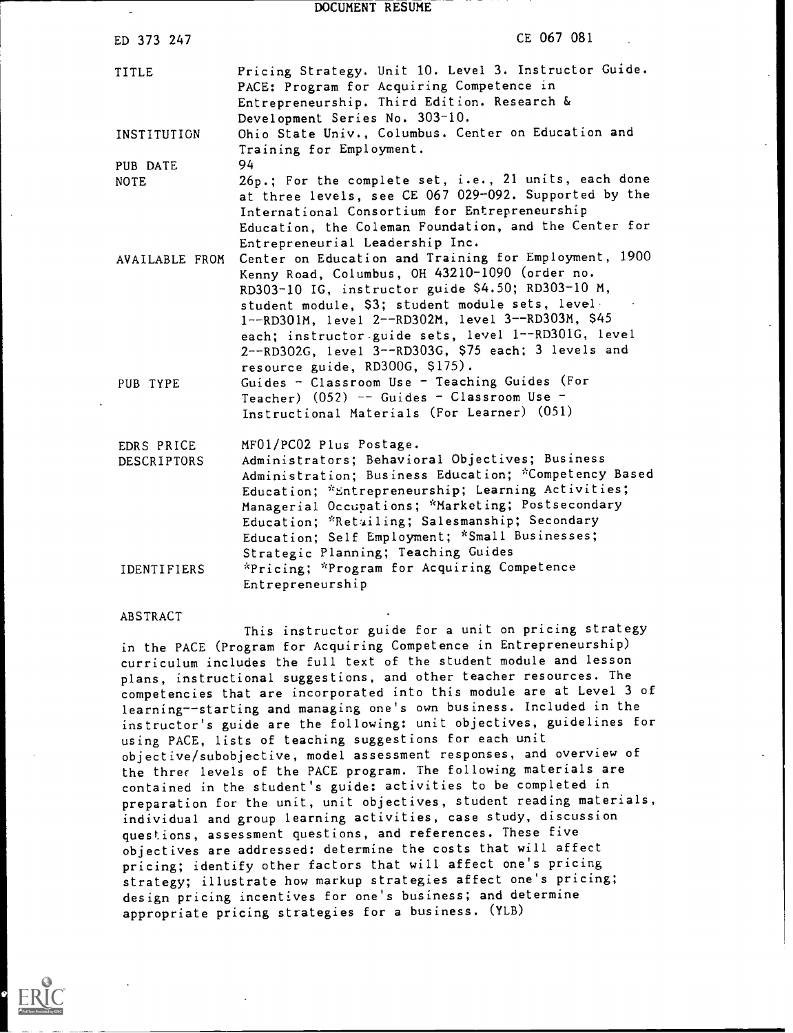# DOCUMENT RESUME

| | |
|---|---|
| ED 373 247 | CE 067 081 |
| TITLE | Pricing Strategy. Unit 10. Level 3. Instructor Guide. PACE: Program for Acquiring Competence in Entrepreneurship. Third Edition. Research & Development Series No. 303-10. |
| INSTITUTION | Ohio State Univ., Columbus. Center on Education and Training for Employment. |
| PUB DATE | 94 |
| NOTE | 26p.; For the complete set, i.e., 21 units, each done at three levels, see CE 067 029-092. Supported by the International Consortium for Entrepreneurship Education, the Coleman Foundation, and the Center for Entrepreneurial Leadership Inc. |
| AVAILABLE FROM | Center on Education and Training for Employment, 1900 Kenny Road, Columbus, OH 43210-1090 (order no. RD303-10 IG, instructor guide $4.50; RD303-10 M, student module, $3; student module sets, level 1--RD301M, level 2--RD302M, level 3--RD303M, $45 each; instructor guide sets, level 1--RD301G, level 2--RD302G, level 3--RD303G, $75 each; 3 levels and resource guide, RD300G, $175). |
| PUB TYPE | Guides - Classroom Use - Teaching Guides (For Teacher) (052) -- Guides - Classroom Use - Instructional Materials (For Learner) (051) |
| EDRS PRICE | MF01/PC02 Plus Postage. |
| DESCRIPTORS | Administrators; Behavioral Objectives; Business Administration; Business Education; *Competency Based Education; *Entrepreneurship; Learning Activities; Managerial Occupations; *Marketing; Postsecondary Education; *Retailing; Salesmanship; Secondary Education; Self Employment; *Small Businesses; Strategic Planning; Teaching Guides |
| IDENTIFIERS | *Pricing; *Program for Acquiring Competence Entrepreneurship |

## ABSTRACT

This instructor guide for a unit on pricing strategy in the PACE (Program for Acquiring Competence in Entrepreneurship) curriculum includes the full text of the student module and lesson plans, instructional suggestions, and other teacher resources. The competencies that are incorporated into this module are at Level 3 of learning--starting and managing one's own business. Included in the instructor's guide are the following: unit objectives, guidelines for using PACE, lists of teaching suggestions for each unit objective/subobjective, model assessment responses, and overview of the three levels of the PACE program. The following materials are contained in the student's guide: activities to be completed in preparation for the unit, unit objectives, student reading materials, individual and group learning activities, case study, discussion questions, assessment questions, and references. These five objectives are addressed: determine the costs that will affect pricing; identify other factors that will affect one's pricing strategy; illustrate how markup strategies affect one's pricing; design pricing incentives for one's business; and determine appropriate pricing strategies for a business. (YLB)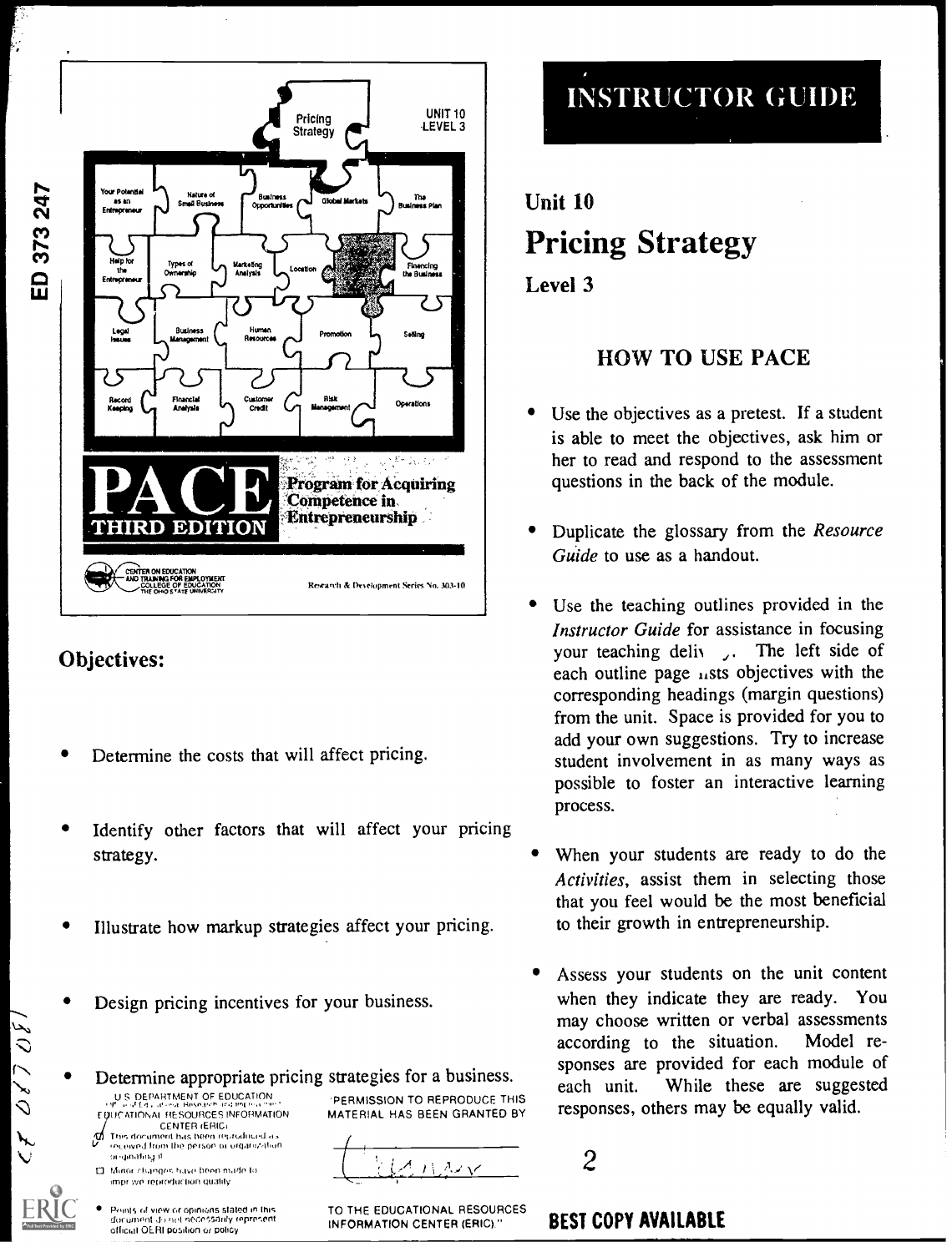Pricing Strategy

UNIT 10
LEVEL 3

PACE
THIRD EDITION

Program for Acquiring Competence in Entrepreneurship

Research & Development Series No. 303-10

## Objectives:

- Determine the costs that will affect pricing.
- Identify other factors that will affect your pricing strategy.
- Illustrate how markup strategies affect your pricing.
- Design pricing incentives for your business.
- Determine appropriate pricing strategies for a business.

# INSTRUCTOR GUIDE

## Unit 10
# Pricing Strategy
### Level 3

### HOW TO USE PACE

- Use the objectives as a pretest. If a student is able to meet the objectives, ask him or her to read and respond to the assessment questions in the back of the module.
- Duplicate the glossary from the *Resource Guide* to use as a handout.
- Use the teaching outlines provided in the *Instructor Guide* for assistance in focusing your teaching deliv ,. The left side of each outline page lists objectives with the corresponding headings (margin questions) from the unit. Space is provided for you to add your own suggestions. Try to increase student involvement in as many ways as possible to foster an interactive learning process.
- When your students are ready to do the *Activities*, assist them in selecting those that you feel would be the most beneficial to their growth in entrepreneurship.
- Assess your students on the unit content when they indicate they are ready. You may choose written or verbal assessments according to the situation. Model responses are provided for each module of each unit. While these are suggested responses, others may be equally valid.

U.S. DEPARTMENT OF EDUCATION
Office of Educational Research and Improvement
EDUCATIONAL RESOURCES INFORMATION CENTER (ERIC)
This document has been reproduced as received from the person or organization originating it.
Minor changes have been made to improve reproduction quality.
Points of view or opinions stated in this document do not necessarily represent official OERI position or policy.

"PERMISSION TO REPRODUCE THIS MATERIAL HAS BEEN GRANTED BY

TO THE EDUCATIONAL RESOURCES INFORMATION CENTER (ERIC)."

BEST COPY AVAILABLE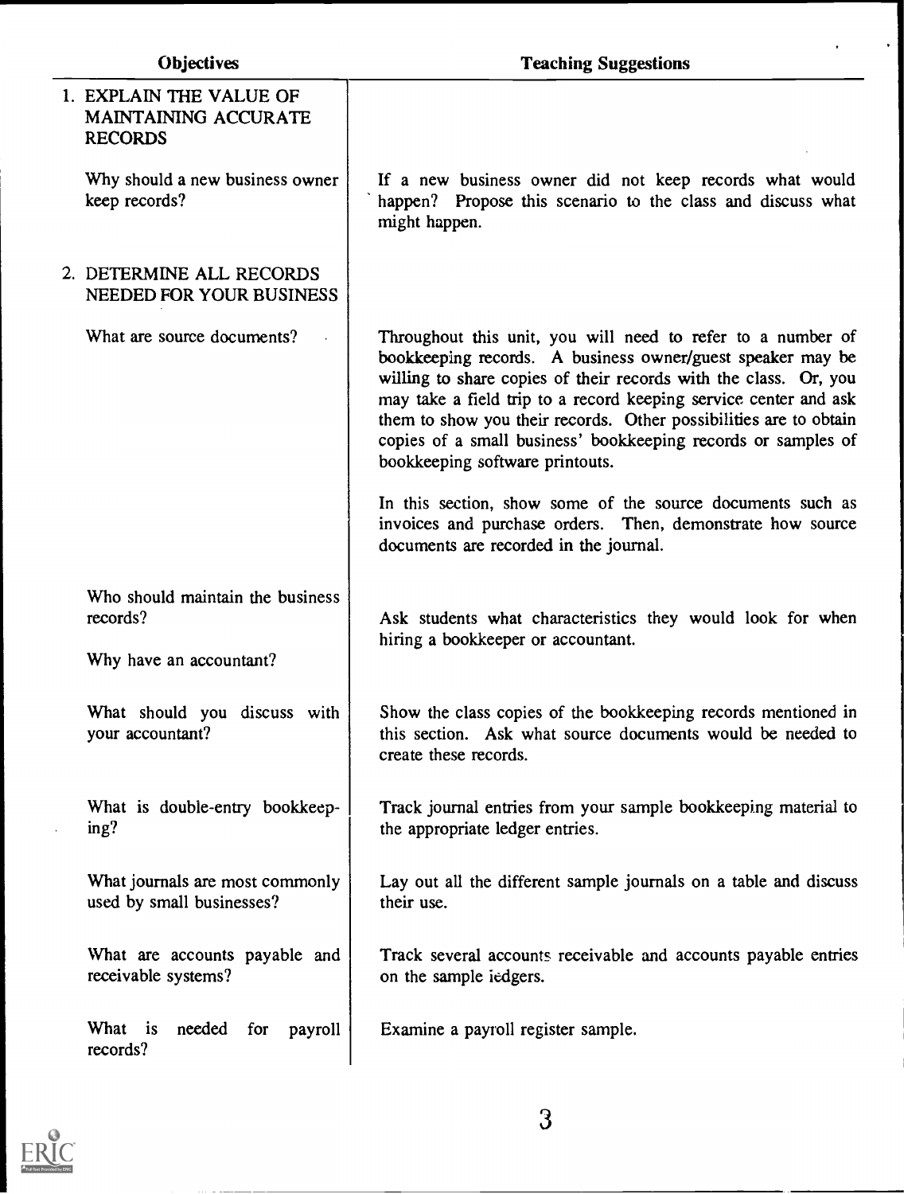| Objectives | Teaching Suggestions |
|---|---|
| 1. EXPLAIN THE VALUE OF MAINTAINING ACCURATE RECORDS | |
| Why should a new business owner keep records? | If a new business owner did not keep records what would happen? Propose this scenario to the class and discuss what might happen. |
| 2. DETERMINE ALL RECORDS NEEDED FOR YOUR BUSINESS | |
| What are source documents? | Throughout this unit, you will need to refer to a number of bookkeeping records. A business owner/guest speaker may be willing to share copies of their records with the class. Or, you may take a field trip to a record keeping service center and ask them to show you their records. Other possibilities are to obtain copies of a small business' bookkeeping records or samples of bookkeeping software printouts.<br><br>In this section, show some of the source documents such as invoices and purchase orders. Then, demonstrate how source documents are recorded in the journal. |
| Who should maintain the business records?<br><br>Why have an accountant? | Ask students what characteristics they would look for when hiring a bookkeeper or accountant. |
| What should you discuss with your accountant? | Show the class copies of the bookkeeping records mentioned in this section. Ask what source documents would be needed to create these records. |
| What is double-entry bookkeeping? | Track journal entries from your sample bookkeeping material to the appropriate ledger entries. |
| What journals are most commonly used by small businesses? | Lay out all the different sample journals on a table and discuss their use. |
| What are accounts payable and receivable systems? | Track several accounts receivable and accounts payable entries on the sample ledgers. |
| What is needed for payroll records? | Examine a payroll register sample. |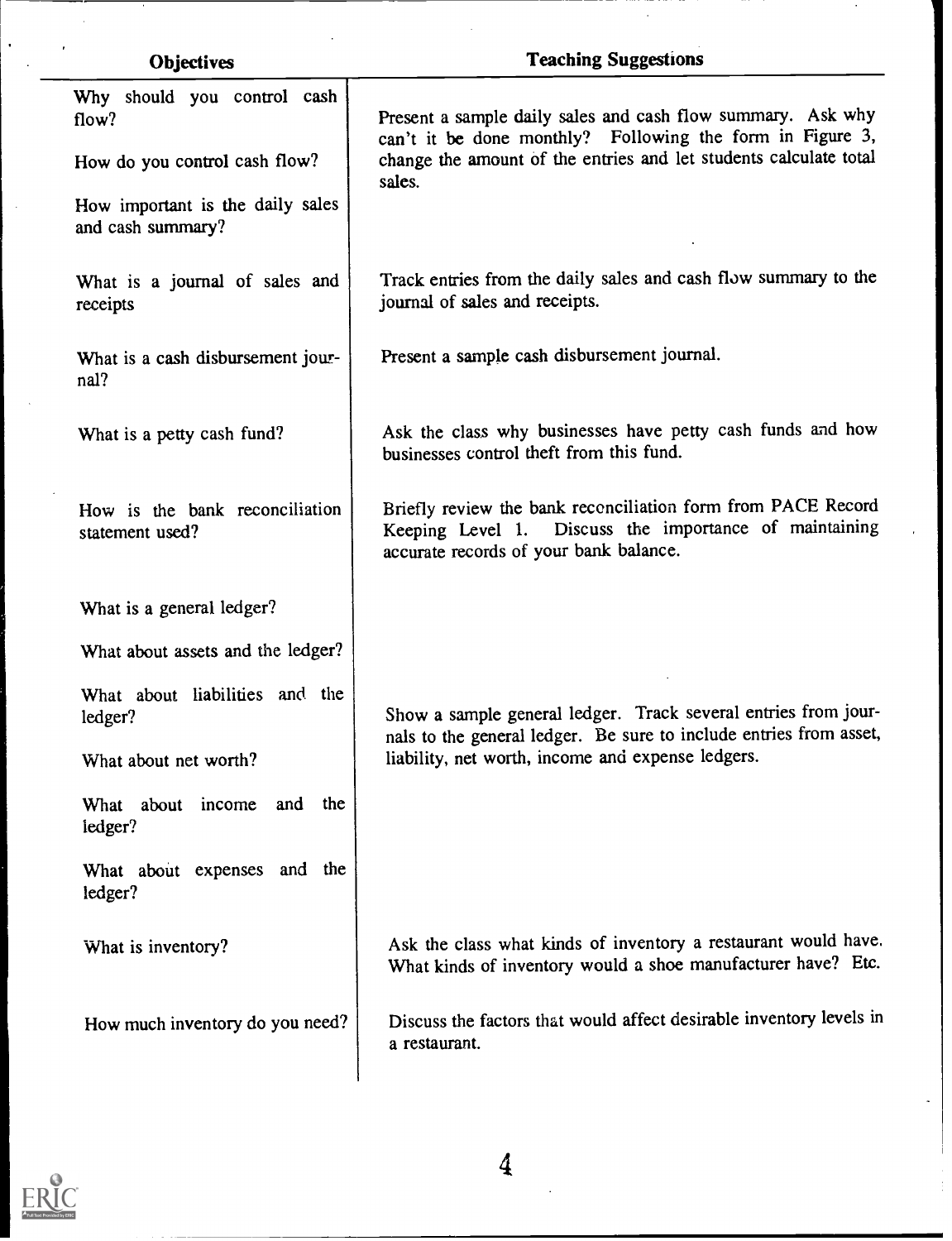| Objectives | Teaching Suggestions |
|---|---|
| Why should you control cash flow?<br><br>How do you control cash flow?<br><br>How important is the daily sales and cash summary? | Present a sample daily sales and cash flow summary. Ask why can't it be done monthly? Following the form in Figure 3, change the amount of the entries and let students calculate total sales. |
| What is a journal of sales and receipts | Track entries from the daily sales and cash flow summary to the journal of sales and receipts. |
| What is a cash disbursement journal? | Present a sample cash disbursement journal. |
| What is a petty cash fund? | Ask the class why businesses have petty cash funds and how businesses control theft from this fund. |
| How is the bank reconciliation statement used? | Briefly review the bank reconciliation form from PACE Record Keeping Level 1. Discuss the importance of maintaining accurate records of your bank balance. |
| What is a general ledger?<br><br>What about assets and the ledger?<br><br>What about liabilities and the ledger?<br><br>What about net worth?<br><br>What about income and the ledger?<br><br>What about expenses and the ledger? | Show a sample general ledger. Track several entries from journals to the general ledger. Be sure to include entries from asset, liability, net worth, income and expense ledgers. |
| What is inventory? | Ask the class what kinds of inventory a restaurant would have. What kinds of inventory would a shoe manufacturer have? Etc. |
| How much inventory do you need? | Discuss the factors that would affect desirable inventory levels in a restaurant. |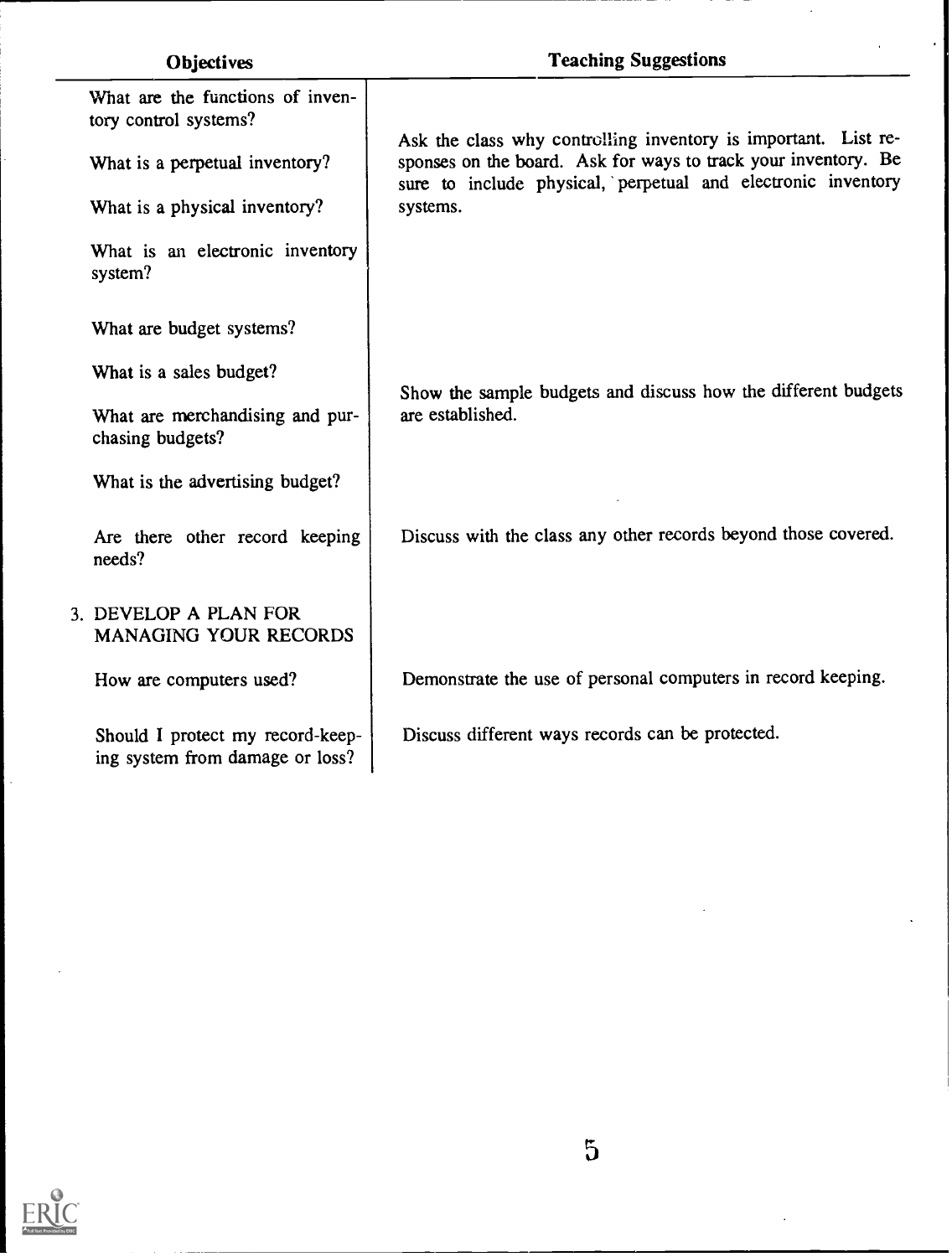| Objectives | Teaching Suggestions |
|---|---|
| What are the functions of inventory control systems? | |
| What is a perpetual inventory? | Ask the class why controlling inventory is important. List responses on the board. Ask for ways to track your inventory. Be sure to include physical, perpetual and electronic inventory systems. |
| What is a physical inventory? | |
| What is an electronic inventory system? | |
| What are budget systems? | |
| What is a sales budget? | |
| What are merchandising and purchasing budgets? | Show the sample budgets and discuss how the different budgets are established. |
| What is the advertising budget? | |
| Are there other record keeping needs? | Discuss with the class any other records beyond those covered. |
| 3. DEVELOP A PLAN FOR MANAGING YOUR RECORDS | |
| How are computers used? | Demonstrate the use of personal computers in record keeping. |
| Should I protect my record-keeping system from damage or loss? | Discuss different ways records can be protected. |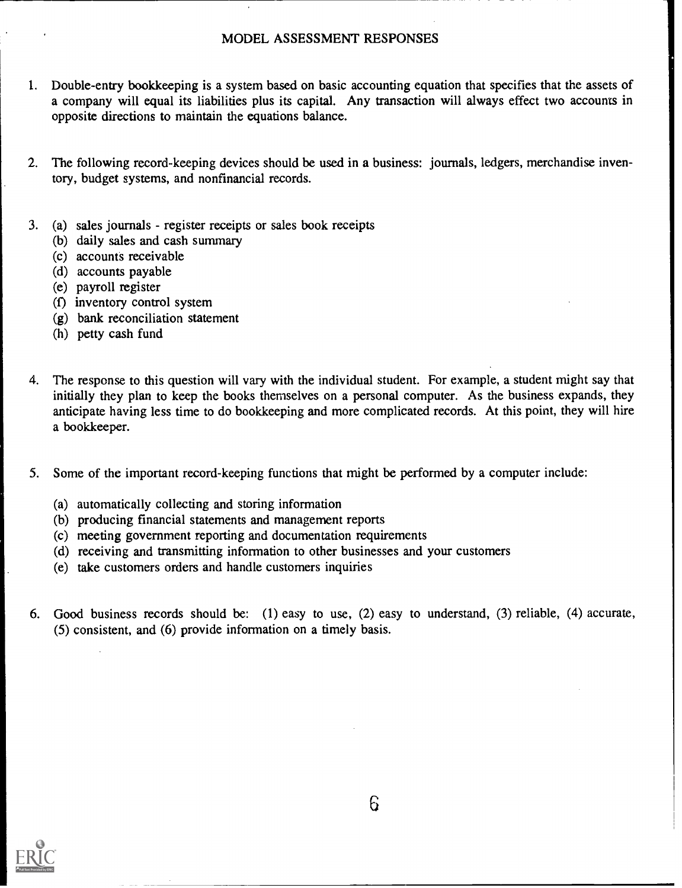# MODEL ASSESSMENT RESPONSES

1. Double-entry bookkeeping is a system based on basic accounting equation that specifies that the assets of a company will equal its liabilities plus its capital. Any transaction will always effect two accounts in opposite directions to maintain the equations balance.

2. The following record-keeping devices should be used in a business: journals, ledgers, merchandise inventory, budget systems, and nonfinancial records.

3. (a) sales journals - register receipts or sales book receipts
   (b) daily sales and cash summary
   (c) accounts receivable
   (d) accounts payable
   (e) payroll register
   (f) inventory control system
   (g) bank reconciliation statement
   (h) petty cash fund

4. The response to this question will vary with the individual student. For example, a student might say that initially they plan to keep the books themselves on a personal computer. As the business expands, they anticipate having less time to do bookkeeping and more complicated records. At this point, they will hire a bookkeeper.

5. Some of the important record-keeping functions that might be performed by a computer include:

   (a) automatically collecting and storing information
   (b) producing financial statements and management reports
   (c) meeting government reporting and documentation requirements
   (d) receiving and transmitting information to other businesses and your customers
   (e) take customers orders and handle customers inquiries

6. Good business records should be: (1) easy to use, (2) easy to understand, (3) reliable, (4) accurate, (5) consistent, and (6) provide information on a timely basis.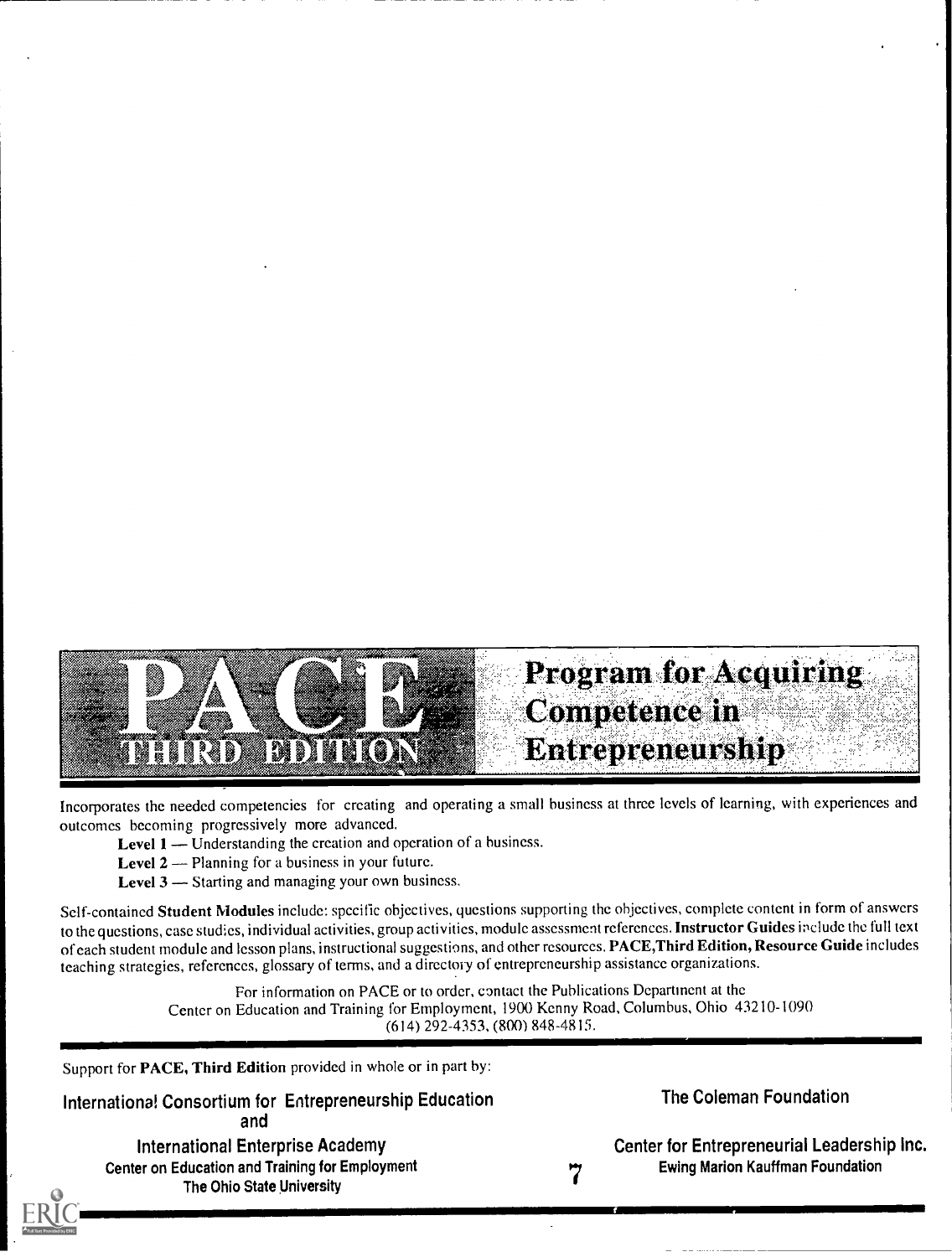# PACE THIRD EDITION

## Program for Acquiring Competence in Entrepreneurship

Incorporates the needed competencies for creating and operating a small business at three levels of learning, with experiences and outcomes becoming progressively more advanced.

**Level 1** — Understanding the creation and operation of a business.

**Level 2** — Planning for a business in your future.

**Level 3** — Starting and managing your own business.

Self-contained **Student Modules** include: specific objectives, questions supporting the objectives, complete content in form of answers to the questions, case studies, individual activities, group activities, module assessment references. **Instructor Guides** include the full text of each student module and lesson plans, instructional suggestions, and other resources. **PACE,Third Edition, Resource Guide** includes teaching strategies, references, glossary of terms, and a directory of entrepreneurship assistance organizations.

For information on PACE or to order, contact the Publications Department at the Center on Education and Training for Employment, 1900 Kenny Road, Columbus, Ohio 43210-1090 (614) 292-4353, (800) 848-4815.

Support for **PACE, Third Edition** provided in whole or in part by:

International Consortium for Entrepreneurship Education
and
International Enterprise Academy
Center on Education and Training for Employment
The Ohio State University

The Coleman Foundation

Center for Entrepreneurial Leadership Inc.
Ewing Marion Kauffman Foundation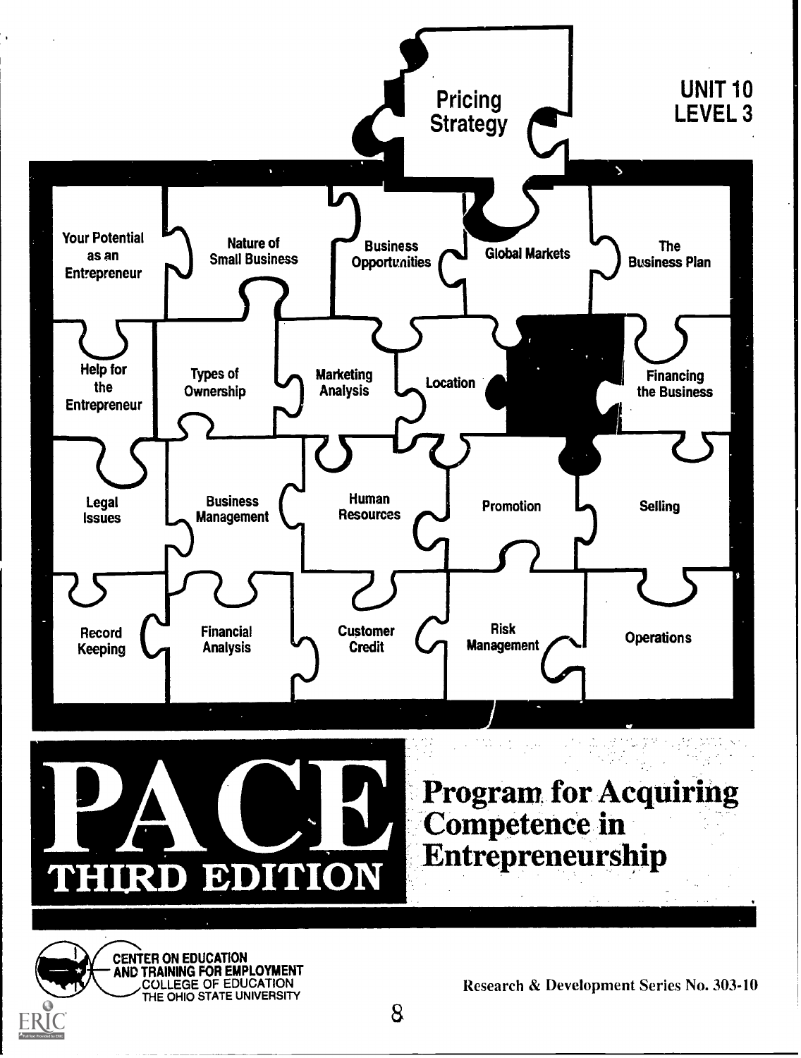# Pricing Strategy

UNIT 10
LEVEL 3

Your Potential as an Entrepreneur

Nature of Small Business

Business Opportunities

Global Markets

The Business Plan

Help for the Entrepreneur

Types of Ownership

Marketing Analysis

Location

Financing the Business

Legal Issues

Business Management

Human Resources

Promotion

Selling

Record Keeping

Financial Analysis

Customer Credit

Risk Management

Operations

# PACE

## THIRD EDITION

## Program for Acquiring Competence in Entrepreneurship

CENTER ON EDUCATION AND TRAINING FOR EMPLOYMENT
COLLEGE OF EDUCATION
THE OHIO STATE UNIVERSITY

Research & Development Series No. 303-10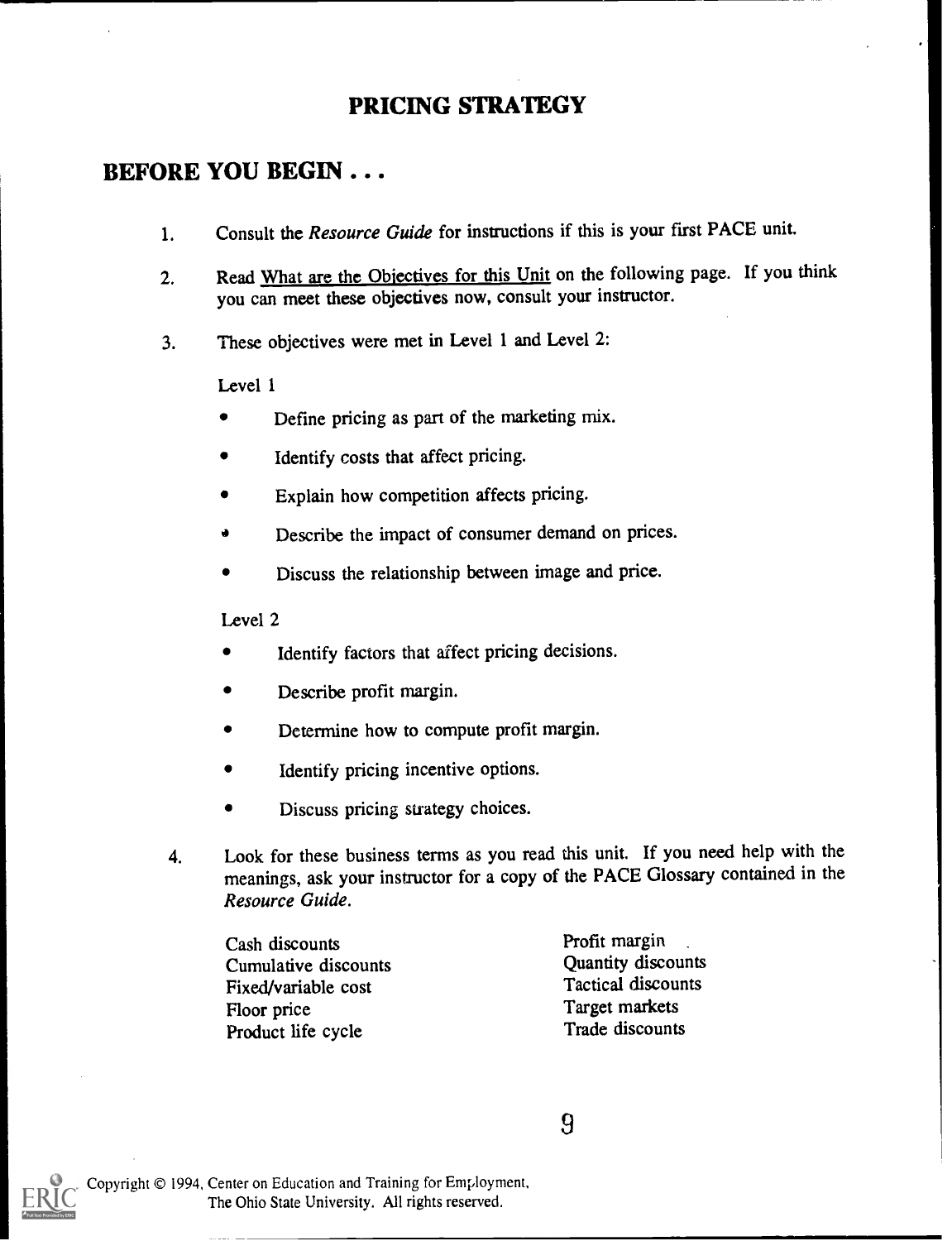# PRICING STRATEGY

## BEFORE YOU BEGIN . . .

1. Consult the *Resource Guide* for instructions if this is your first PACE unit.

2. Read What are the Objectives for this Unit on the following page. If you think you can meet these objectives now, consult your instructor.

3. These objectives were met in Level 1 and Level 2:

   Level 1

   - Define pricing as part of the marketing mix.
   - Identify costs that affect pricing.
   - Explain how competition affects pricing.
   - Describe the impact of consumer demand on prices.
   - Discuss the relationship between image and price.

   Level 2

   - Identify factors that affect pricing decisions.
   - Describe profit margin.
   - Determine how to compute profit margin.
   - Identify pricing incentive options.
   - Discuss pricing strategy choices.

4. Look for these business terms as you read this unit. If you need help with the meanings, ask your instructor for a copy of the PACE Glossary contained in the *Resource Guide*.

   Cash discounts
   Cumulative discounts
   Fixed/variable cost
   Floor price
   Product life cycle
   Profit margin
   Quantity discounts
   Tactical discounts
   Target markets
   Trade discounts

Copyright © 1994, Center on Education and Training for Employment, The Ohio State University. All rights reserved.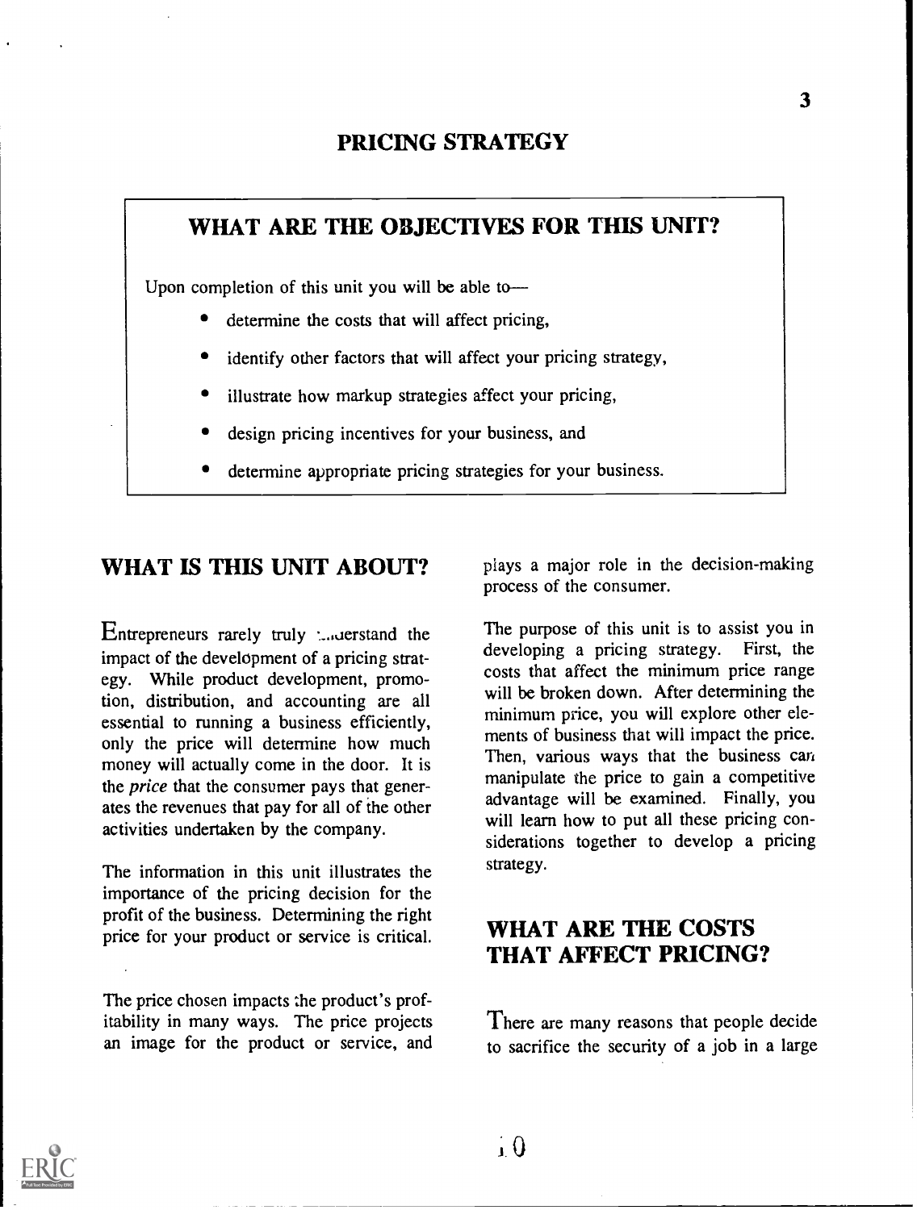# PRICING STRATEGY

## WHAT ARE THE OBJECTIVES FOR THIS UNIT?

Upon completion of this unit you will be able to—

- determine the costs that will affect pricing,
- identify other factors that will affect your pricing strategy,
- illustrate how markup strategies affect your pricing,
- design pricing incentives for your business, and
- determine appropriate pricing strategies for your business.

## WHAT IS THIS UNIT ABOUT?

Entrepreneurs rarely truly understand the impact of the development of a pricing strategy. While product development, promotion, distribution, and accounting are all essential to running a business efficiently, only the price will determine how much money will actually come in the door. It is the *price* that the consumer pays that generates the revenues that pay for all of the other activities undertaken by the company.

The information in this unit illustrates the importance of the pricing decision for the profit of the business. Determining the right price for your product or service is critical.

The price chosen impacts the product's profitability in many ways. The price projects an image for the product or service, and plays a major role in the decision-making process of the consumer.

The purpose of this unit is to assist you in developing a pricing strategy. First, the costs that affect the minimum price range will be broken down. After determining the minimum price, you will explore other elements of business that will impact the price. Then, various ways that the business can manipulate the price to gain a competitive advantage will be examined. Finally, you will learn how to put all these pricing considerations together to develop a pricing strategy.

## WHAT ARE THE COSTS THAT AFFECT PRICING?

There are many reasons that people decide to sacrifice the security of a job in a large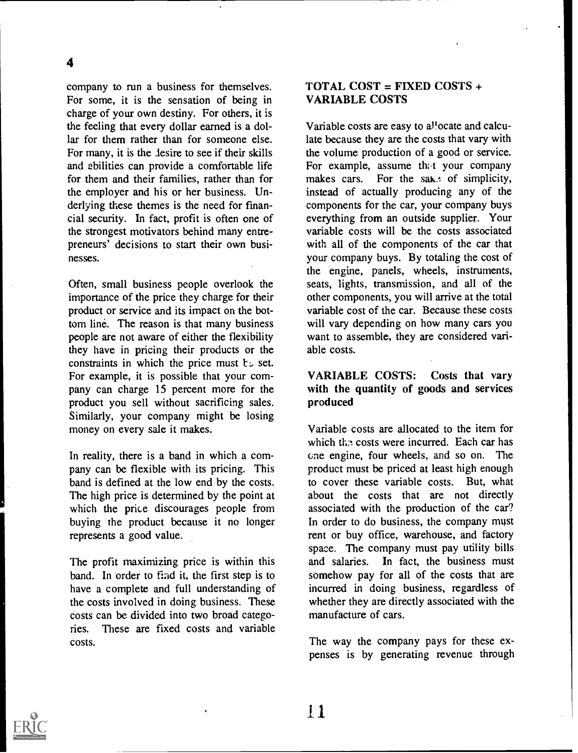company to run a business for themselves. For some, it is the sensation of being in charge of your own destiny. For others, it is the feeling that every dollar earned is a dollar for them rather than for someone else. For many, it is the desire to see if their skills and abilities can provide a comfortable life for them and their families, rather than for the employer and his or her business. Underlying these themes is the need for financial security. In fact, profit is often one of the strongest motivators behind many entrepreneurs' decisions to start their own businesses.

Often, small business people overlook the importance of the price they charge for their product or service and its impact on the bottom line. The reason is that many business people are not aware of either the flexibility they have in pricing their products or the constraints in which the price must be set. For example, it is possible that your company can charge 15 percent more for the product you sell without sacrificing sales. Similarly, your company might be losing money on every sale it makes.

In reality, there is a band in which a company can be flexible with its pricing. This band is defined at the low end by the costs. The high price is determined by the point at which the price discourages people from buying the product because it no longer represents a good value.

The profit maximizing price is within this band. In order to find it, the first step is to have a complete and full understanding of the costs involved in doing business. These costs can be divided into two broad categories. These are fixed costs and variable costs.

**TOTAL COST = FIXED COSTS + VARIABLE COSTS**

Variable costs are easy to allocate and calculate because they are the costs that vary with the volume production of a good or service. For example, assume that your company makes cars. For the sake of simplicity, instead of actually producing any of the components for the car, your company buys everything from an outside supplier. Your variable costs will be the costs associated with all of the components of the car that your company buys. By totaling the cost of the engine, panels, wheels, instruments, seats, lights, transmission, and all of the other components, you will arrive at the total variable cost of the car. Because these costs will vary depending on how many cars you want to assemble, they are considered variable costs.

**VARIABLE COSTS: Costs that vary with the quantity of goods and services produced**

Variable costs are allocated to the item for which the costs were incurred. Each car has one engine, four wheels, and so on. The product must be priced at least high enough to cover these variable costs. But, what about the costs that are not directly associated with the production of the car? In order to do business, the company must rent or buy office, warehouse, and factory space. The company must pay utility bills and salaries. In fact, the business must somehow pay for all of the costs that are incurred in doing business, regardless of whether they are directly associated with the manufacture of cars.

The way the company pays for these expenses is by generating revenue through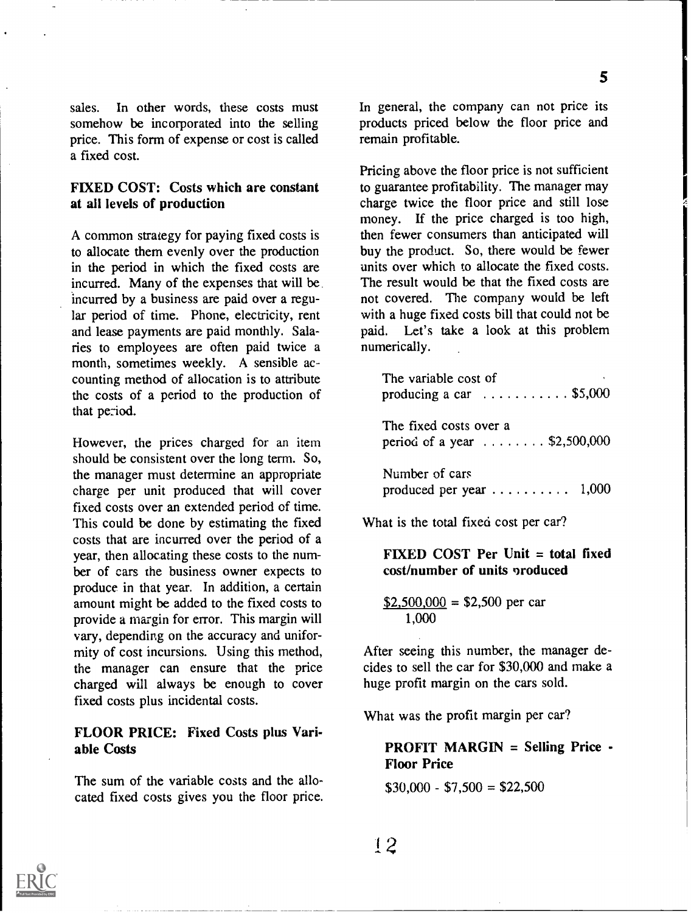sales. In other words, these costs must somehow be incorporated into the selling price. This form of expense or cost is called a fixed cost.

**FIXED COST: Costs which are constant at all levels of production**

A common strategy for paying fixed costs is to allocate them evenly over the production in the period in which the fixed costs are incurred. Many of the expenses that will be incurred by a business are paid over a regular period of time. Phone, electricity, rent and lease payments are paid monthly. Salaries to employees are often paid twice a month, sometimes weekly. A sensible accounting method of allocation is to attribute the costs of a period to the production of that period.

However, the prices charged for an item should be consistent over the long term. So, the manager must determine an appropriate charge per unit produced that will cover fixed costs over an extended period of time. This could be done by estimating the fixed costs that are incurred over the period of a year, then allocating these costs to the number of cars the business owner expects to produce in that year. In addition, a certain amount might be added to the fixed costs to provide a margin for error. This margin will vary, depending on the accuracy and uniformity of cost incursions. Using this method, the manager can ensure that the price charged will always be enough to cover fixed costs plus incidental costs.

**FLOOR PRICE: Fixed Costs plus Variable Costs**

The sum of the variable costs and the allocated fixed costs gives you the floor price. In general, the company can not price its products priced below the floor price and remain profitable.

Pricing above the floor price is not sufficient to guarantee profitability. The manager may charge twice the floor price and still lose money. If the price charged is too high, then fewer consumers than anticipated will buy the product. So, there would be fewer units over which to allocate the fixed costs. The result would be that the fixed costs are not covered. The company would be left with a huge fixed costs bill that could not be paid. Let's take a look at this problem numerically.

The variable cost of producing a car . . . . . . . . . . . $5,000

The fixed costs over a period of a year . . . . . . . . $2,500,000

Number of cars produced per year . . . . . . . . . . 1,000

What is the total fixed cost per car?

**FIXED COST Per Unit = total fixed cost/number of units produced**

$$\frac{\$2{,}500{,}000}{1{,}000} = \$2{,}500 \text{ per car}$$

After seeing this number, the manager decides to sell the car for $30,000 and make a huge profit margin on the cars sold.

What was the profit margin per car?

**PROFIT MARGIN = Selling Price - Floor Price**

$30,000 - $7,500 = $22,500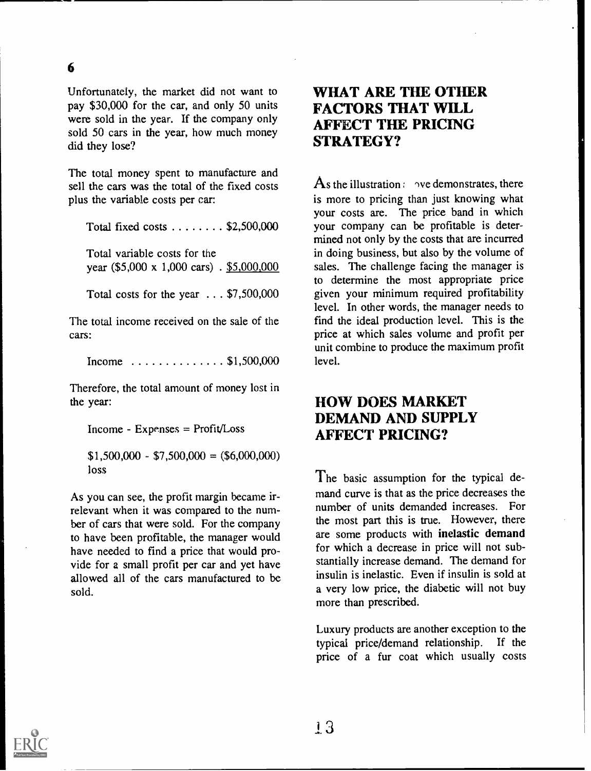Unfortunately, the market did not want to pay $30,000 for the car, and only 50 units were sold in the year. If the company only sold 50 cars in the year, how much money did they lose?

The total money spent to manufacture and sell the cars was the total of the fixed costs plus the variable costs per car:

Total fixed costs . . . . . . . . $2,500,000

Total variable costs for the year ($5,000 x 1,000 cars) . $5,000,000

Total costs for the year . . . $7,500,000

The total income received on the sale of the cars:

Income . . . . . . . . . . . . . . $1,500,000

Therefore, the total amount of money lost in the year:

Income - Expenses = Profit/Loss

$1,500,000 - $7,500,000 = ($6,000,000) loss

As you can see, the profit margin became irrelevant when it was compared to the number of cars that were sold. For the company to have been profitable, the manager would have needed to find a price that would provide for a small profit per car and yet have allowed all of the cars manufactured to be sold.

## WHAT ARE THE OTHER FACTORS THAT WILL AFFECT THE PRICING STRATEGY?

As the illustration above demonstrates, there is more to pricing than just knowing what your costs are. The price band in which your company can be profitable is determined not only by the costs that are incurred in doing business, but also by the volume of sales. The challenge facing the manager is to determine the most appropriate price given your minimum required profitability level. In other words, the manager needs to find the ideal production level. This is the price at which sales volume and profit per unit combine to produce the maximum profit level.

## HOW DOES MARKET DEMAND AND SUPPLY AFFECT PRICING?

The basic assumption for the typical demand curve is that as the price decreases the number of units demanded increases. For the most part this is true. However, there are some products with **inelastic demand** for which a decrease in price will not substantially increase demand. The demand for insulin is inelastic. Even if insulin is sold at a very low price, the diabetic will not buy more than prescribed.

Luxury products are another exception to the typical price/demand relationship. If the price of a fur coat which usually costs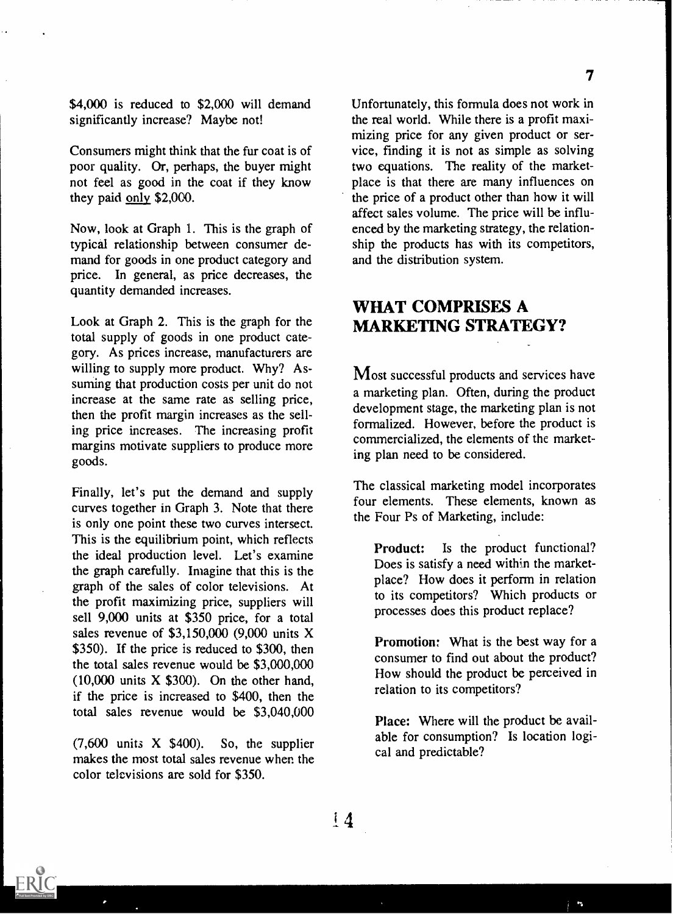$4,000 is reduced to $2,000 will demand significantly increase? Maybe not!

Consumers might think that the fur coat is of poor quality. Or, perhaps, the buyer might not feel as good in the coat if they know they paid only $2,000.

Now, look at Graph 1. This is the graph of typical relationship between consumer demand for goods in one product category and price. In general, as price decreases, the quantity demanded increases.

Look at Graph 2. This is the graph for the total supply of goods in one product category. As prices increase, manufacturers are willing to supply more product. Why? Assuming that production costs per unit do not increase at the same rate as selling price, then the profit margin increases as the selling price increases. The increasing profit margins motivate suppliers to produce more goods.

Finally, let's put the demand and supply curves together in Graph 3. Note that there is only one point these two curves intersect. This is the equilibrium point, which reflects the ideal production level. Let's examine the graph carefully. Imagine that this is the graph of the sales of color televisions. At the profit maximizing price, suppliers will sell 9,000 units at $350 price, for a total sales revenue of $3,150,000 (9,000 units X $350). If the price is reduced to $300, then the total sales revenue would be $3,000,000 (10,000 units X $300). On the other hand, if the price is increased to $400, then the total sales revenue would be $3,040,000 (7,600 units X $400). So, the supplier makes the most total sales revenue when the color televisions are sold for $350.

Unfortunately, this formula does not work in the real world. While there is a profit maximizing price for any given product or service, finding it is not as simple as solving two equations. The reality of the marketplace is that there are many influences on the price of a product other than how it will affect sales volume. The price will be influenced by the marketing strategy, the relationship the products has with its competitors, and the distribution system.

## WHAT COMPRISES A MARKETING STRATEGY?

Most successful products and services have a marketing plan. Often, during the product development stage, the marketing plan is not formalized. However, before the product is commercialized, the elements of the marketing plan need to be considered.

The classical marketing model incorporates four elements. These elements, known as the Four Ps of Marketing, include:

**Product:** Is the product functional? Does is satisfy a need within the marketplace? How does it perform in relation to its competitors? Which products or processes does this product replace?

**Promotion:** What is the best way for a consumer to find out about the product? How should the product be perceived in relation to its competitors?

**Place:** Where will the product be available for consumption? Is location logical and predictable?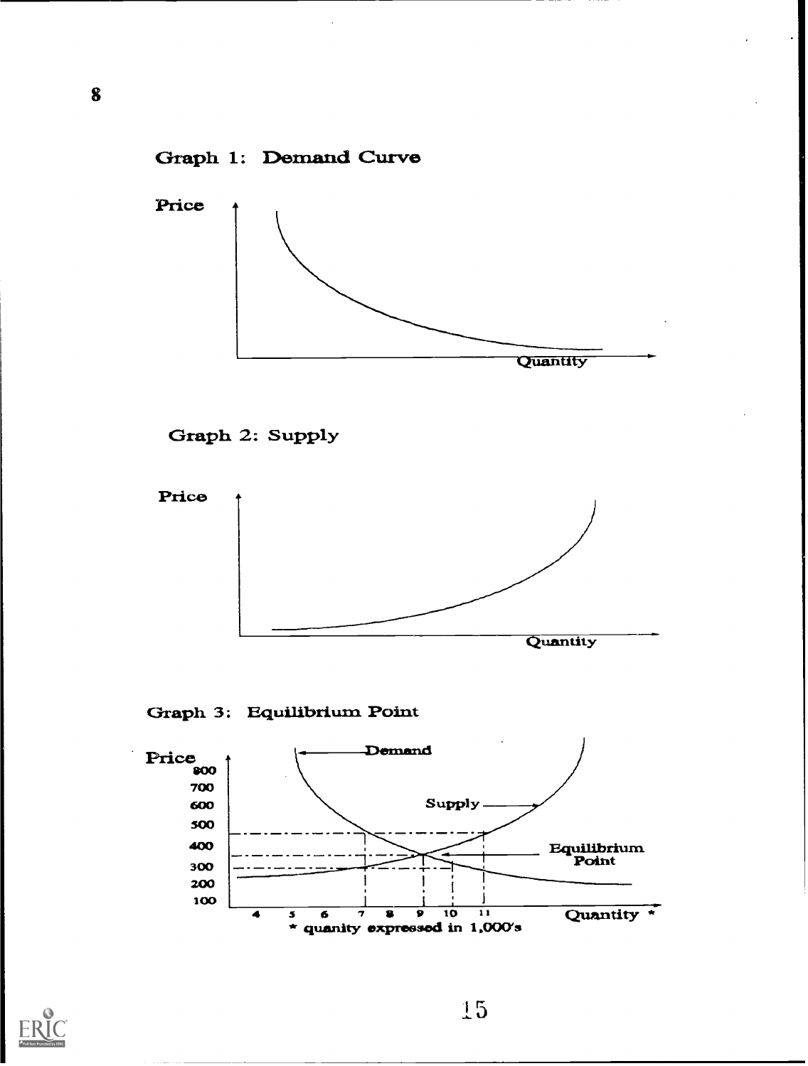Graph 1: Demand Curve

Price

Quantity

Graph 2: Supply

Price

Quantity

Graph 3: Equilibrium Point

Price

800
700
600
500
400
300
200
100

Demand

Supply

Equilibrium Point

4 5 6 7 8 9 10 11 Quantity *

* quanity expressed in 1,000's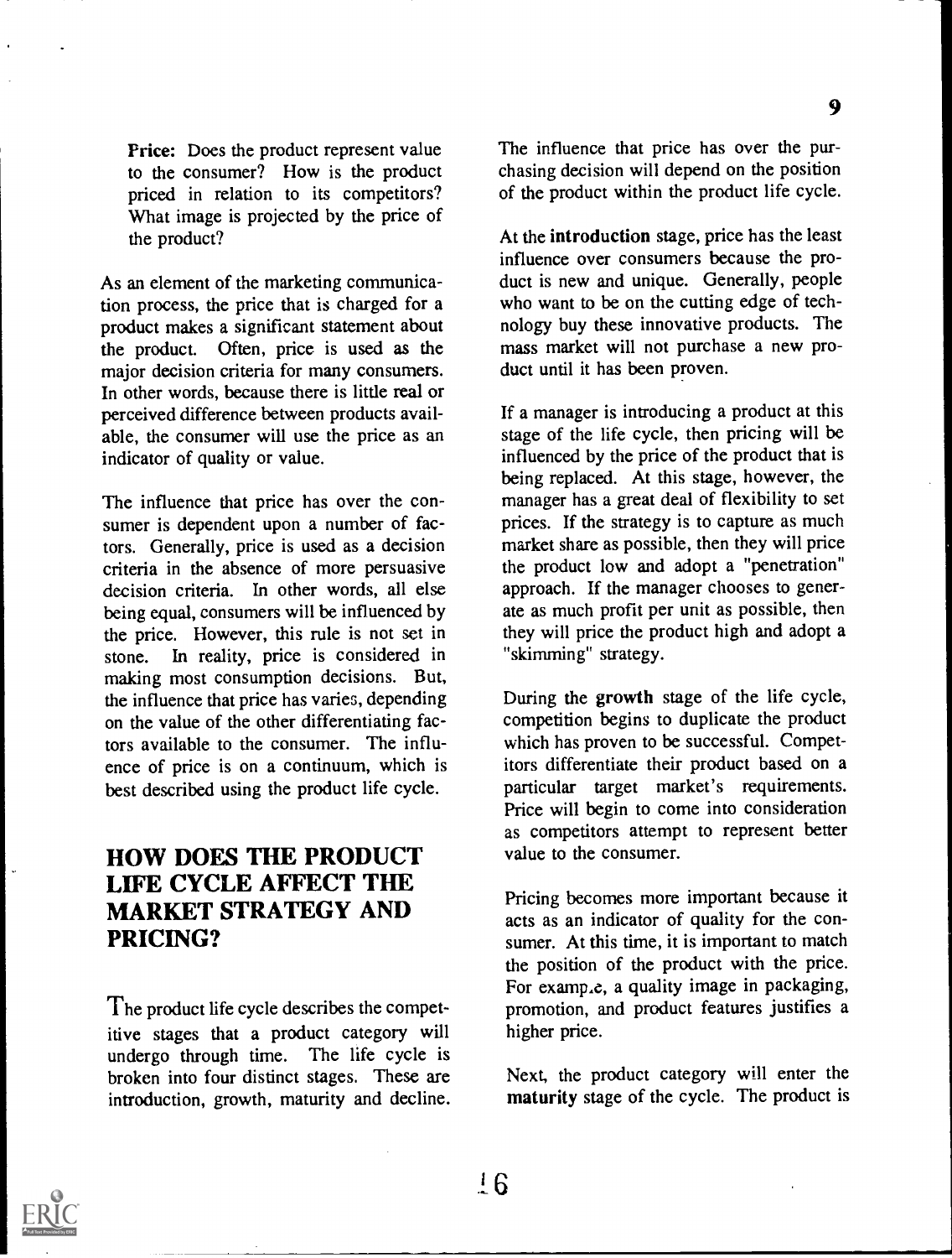**Price:** Does the product represent value to the consumer? How is the product priced in relation to its competitors? What image is projected by the price of the product?

As an element of the marketing communication process, the price that is charged for a product makes a significant statement about the product. Often, price is used as the major decision criteria for many consumers. In other words, because there is little real or perceived difference between products available, the consumer will use the price as an indicator of quality or value.

The influence that price has over the consumer is dependent upon a number of factors. Generally, price is used as a decision criteria in the absence of more persuasive decision criteria. In other words, all else being equal, consumers will be influenced by the price. However, this rule is not set in stone. In reality, price is considered in making most consumption decisions. But, the influence that price has varies, depending on the value of the other differentiating factors available to the consumer. The influence of price is on a continuum, which is best described using the product life cycle.

## HOW DOES THE PRODUCT LIFE CYCLE AFFECT THE MARKET STRATEGY AND PRICING?

The product life cycle describes the competitive stages that a product category will undergo through time. The life cycle is broken into four distinct stages. These are introduction, growth, maturity and decline. The influence that price has over the purchasing decision will depend on the position of the product within the product life cycle.

At the **introduction** stage, price has the least influence over consumers because the product is new and unique. Generally, people who want to be on the cutting edge of technology buy these innovative products. The mass market will not purchase a new product until it has been proven.

If a manager is introducing a product at this stage of the life cycle, then pricing will be influenced by the price of the product that is being replaced. At this stage, however, the manager has a great deal of flexibility to set prices. If the strategy is to capture as much market share as possible, then they will price the product low and adopt a "penetration" approach. If the manager chooses to generate as much profit per unit as possible, then they will price the product high and adopt a "skimming" strategy.

During the **growth** stage of the life cycle, competition begins to duplicate the product which has proven to be successful. Competitors differentiate their product based on a particular target market's requirements. Price will begin to come into consideration as competitors attempt to represent better value to the consumer.

Pricing becomes more important because it acts as an indicator of quality for the consumer. At this time, it is important to match the position of the product with the price. For example, a quality image in packaging, promotion, and product features justifies a higher price.

Next, the product category will enter the **maturity** stage of the cycle. The product is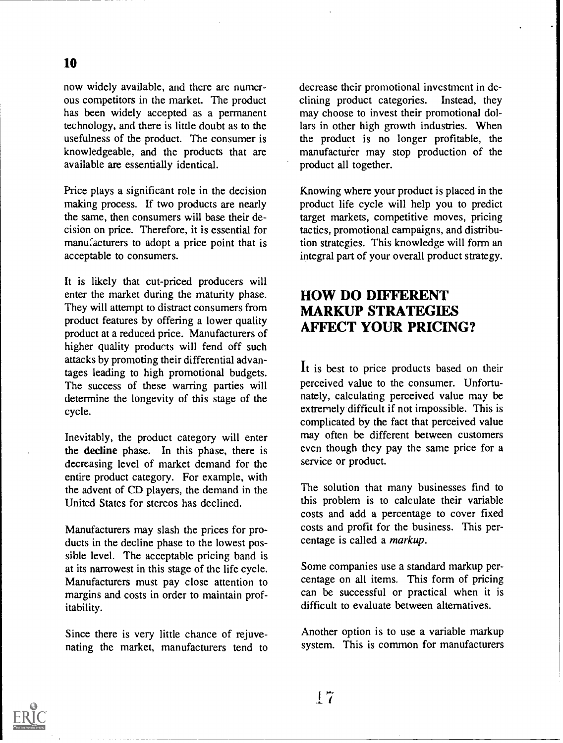now widely available, and there are numerous competitors in the market. The product has been widely accepted as a permanent technology, and there is little doubt as to the usefulness of the product. The consumer is knowledgeable, and the products that are available are essentially identical.

Price plays a significant role in the decision making process. If two products are nearly the same, then consumers will base their decision on price. Therefore, it is essential for manufacturers to adopt a price point that is acceptable to consumers.

It is likely that cut-priced producers will enter the market during the maturity phase. They will attempt to distract consumers from product features by offering a lower quality product at a reduced price. Manufacturers of higher quality products will fend off such attacks by promoting their differential advantages leading to high promotional budgets. The success of these warring parties will determine the longevity of this stage of the cycle.

Inevitably, the product category will enter the **decline** phase. In this phase, there is decreasing level of market demand for the entire product category. For example, with the advent of CD players, the demand in the United States for stereos has declined.

Manufacturers may slash the prices for products in the decline phase to the lowest possible level. The acceptable pricing band is at its narrowest in this stage of the life cycle. Manufacturers must pay close attention to margins and costs in order to maintain profitability.

Since there is very little chance of rejuvenating the market, manufacturers tend to decrease their promotional investment in declining product categories. Instead, they may choose to invest their promotional dollars in other high growth industries. When the product is no longer profitable, the manufacturer may stop production of the product all together.

Knowing where your product is placed in the product life cycle will help you to predict target markets, competitive moves, pricing tactics, promotional campaigns, and distribution strategies. This knowledge will form an integral part of your overall product strategy.

## HOW DO DIFFERENT MARKUP STRATEGIES AFFECT YOUR PRICING?

It is best to price products based on their perceived value to the consumer. Unfortunately, calculating perceived value may be extremely difficult if not impossible. This is complicated by the fact that perceived value may often be different between customers even though they pay the same price for a service or product.

The solution that many businesses find to this problem is to calculate their variable costs and add a percentage to cover fixed costs and profit for the business. This percentage is called a *markup*.

Some companies use a standard markup percentage on all items. This form of pricing can be successful or practical when it is difficult to evaluate between alternatives.

Another option is to use a variable markup system. This is common for manufacturers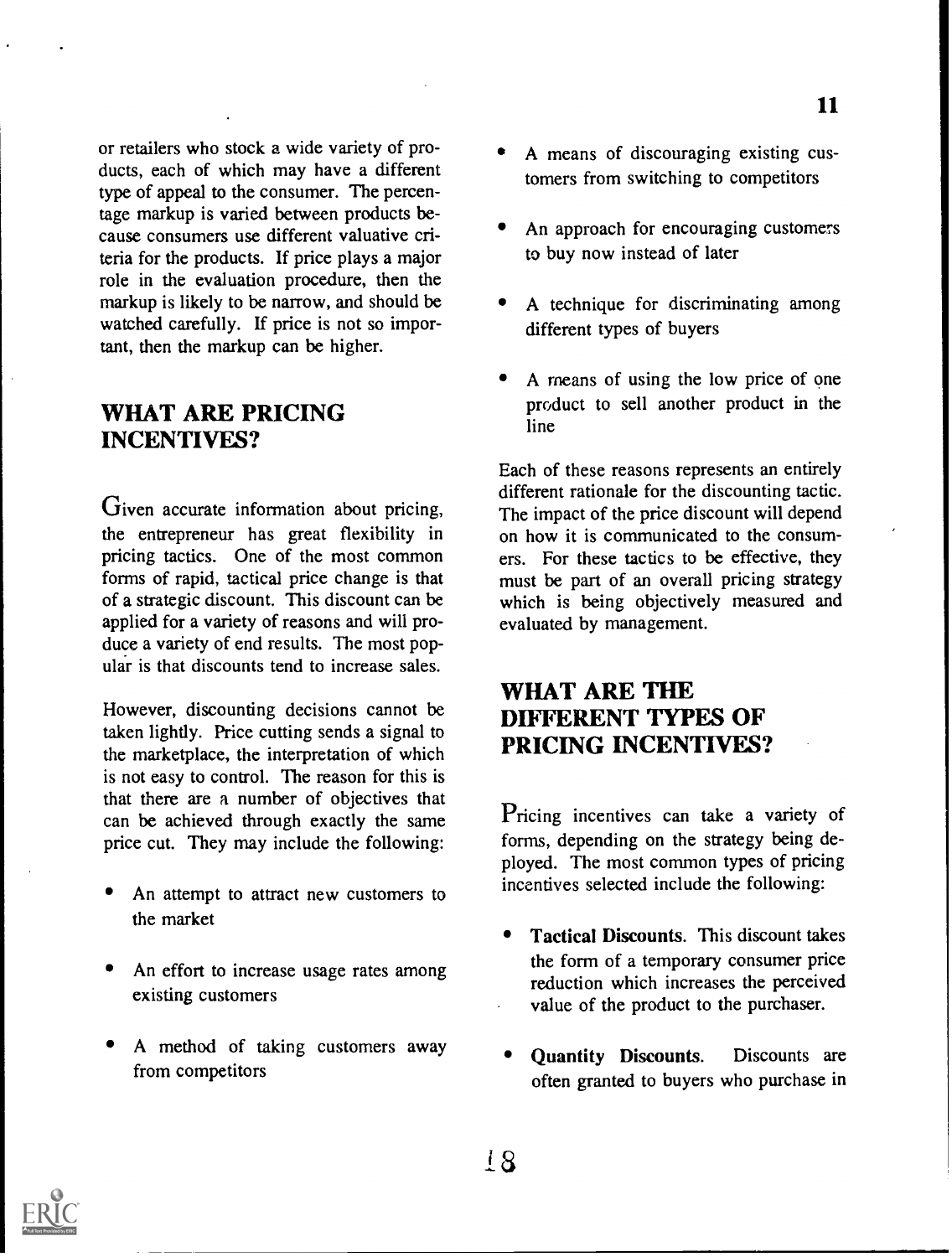or retailers who stock a wide variety of products, each of which may have a different type of appeal to the consumer. The percentage markup is varied between products because consumers use different valuative criteria for the products. If price plays a major role in the evaluation procedure, then the markup is likely to be narrow, and should be watched carefully. If price is not so important, then the markup can be higher.

## WHAT ARE PRICING INCENTIVES?

Given accurate information about pricing, the entrepreneur has great flexibility in pricing tactics. One of the most common forms of rapid, tactical price change is that of a strategic discount. This discount can be applied for a variety of reasons and will produce a variety of end results. The most popular is that discounts tend to increase sales.

However, discounting decisions cannot be taken lightly. Price cutting sends a signal to the marketplace, the interpretation of which is not easy to control. The reason for this is that there are a number of objectives that can be achieved through exactly the same price cut. They may include the following:

- An attempt to attract new customers to the market
- An effort to increase usage rates among existing customers
- A method of taking customers away from competitors
- A means of discouraging existing customers from switching to competitors
- An approach for encouraging customers to buy now instead of later
- A technique for discriminating among different types of buyers
- A means of using the low price of one product to sell another product in the line

Each of these reasons represents an entirely different rationale for the discounting tactic. The impact of the price discount will depend on how it is communicated to the consumers. For these tactics to be effective, they must be part of an overall pricing strategy which is being objectively measured and evaluated by management.

## WHAT ARE THE DIFFERENT TYPES OF PRICING INCENTIVES?

Pricing incentives can take a variety of forms, depending on the strategy being deployed. The most common types of pricing incentives selected include the following:

- **Tactical Discounts.** This discount takes the form of a temporary consumer price reduction which increases the perceived value of the product to the purchaser.
- **Quantity Discounts.** Discounts are often granted to buyers who purchase in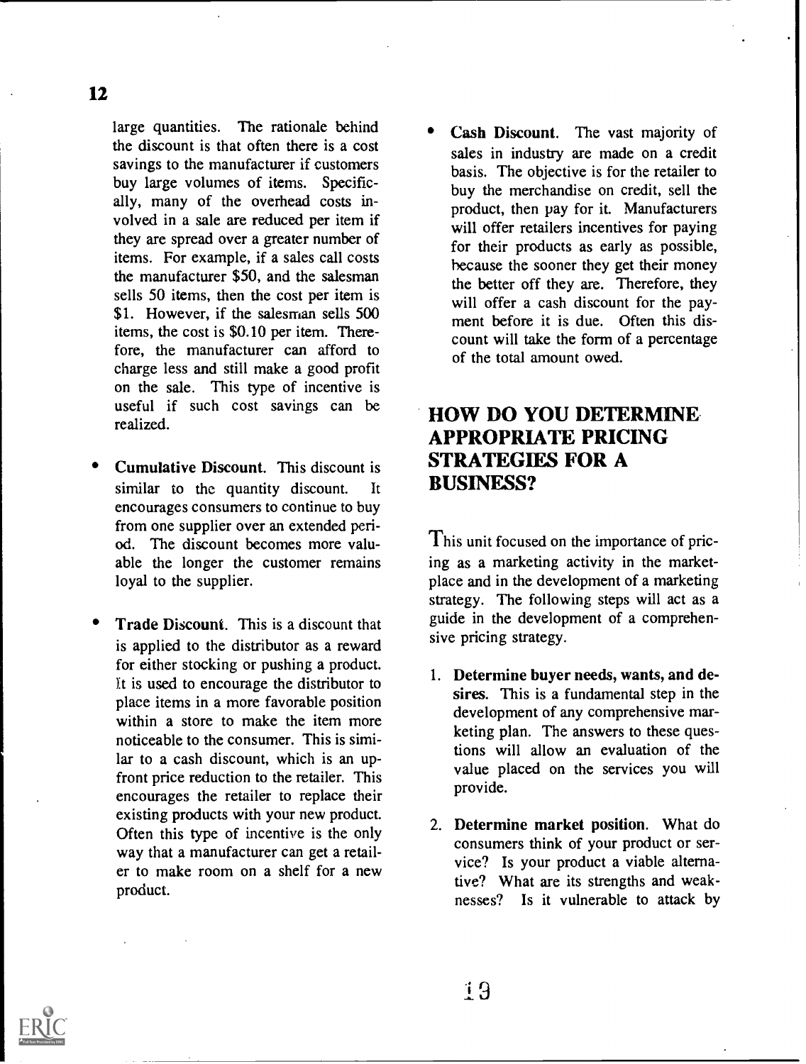large quantities. The rationale behind the discount is that often there is a cost savings to the manufacturer if customers buy large volumes of items. Specifically, many of the overhead costs involved in a sale are reduced per item if they are spread over a greater number of items. For example, if a sales call costs the manufacturer $50, and the salesman sells 50 items, then the cost per item is $1. However, if the salesman sells 500 items, the cost is $0.10 per item. Therefore, the manufacturer can afford to charge less and still make a good profit on the sale. This type of incentive is useful if such cost savings can be realized.

- **Cumulative Discount**. This discount is similar to the quantity discount. It encourages consumers to continue to buy from one supplier over an extended period. The discount becomes more valuable the longer the customer remains loyal to the supplier.

- **Trade Discount**. This is a discount that is applied to the distributor as a reward for either stocking or pushing a product. It is used to encourage the distributor to place items in a more favorable position within a store to make the item more noticeable to the consumer. This is similar to a cash discount, which is an upfront price reduction to the retailer. This encourages the retailer to replace their existing products with your new product. Often this type of incentive is the only way that a manufacturer can get a retailer to make room on a shelf for a new product.

- **Cash Discount**. The vast majority of sales in industry are made on a credit basis. The objective is for the retailer to buy the merchandise on credit, sell the product, then pay for it. Manufacturers will offer retailers incentives for paying for their products as early as possible, because the sooner they get their money the better off they are. Therefore, they will offer a cash discount for the payment before it is due. Often this discount will take the form of a percentage of the total amount owed.

## HOW DO YOU DETERMINE APPROPRIATE PRICING STRATEGIES FOR A BUSINESS?

This unit focused on the importance of pricing as a marketing activity in the marketplace and in the development of a marketing strategy. The following steps will act as a guide in the development of a comprehensive pricing strategy.

1. **Determine buyer needs, wants, and desires.** This is a fundamental step in the development of any comprehensive marketing plan. The answers to these questions will allow an evaluation of the value placed on the services you will provide.

2. **Determine market position.** What do consumers think of your product or service? Is your product a viable alternative? What are its strengths and weaknesses? Is it vulnerable to attack by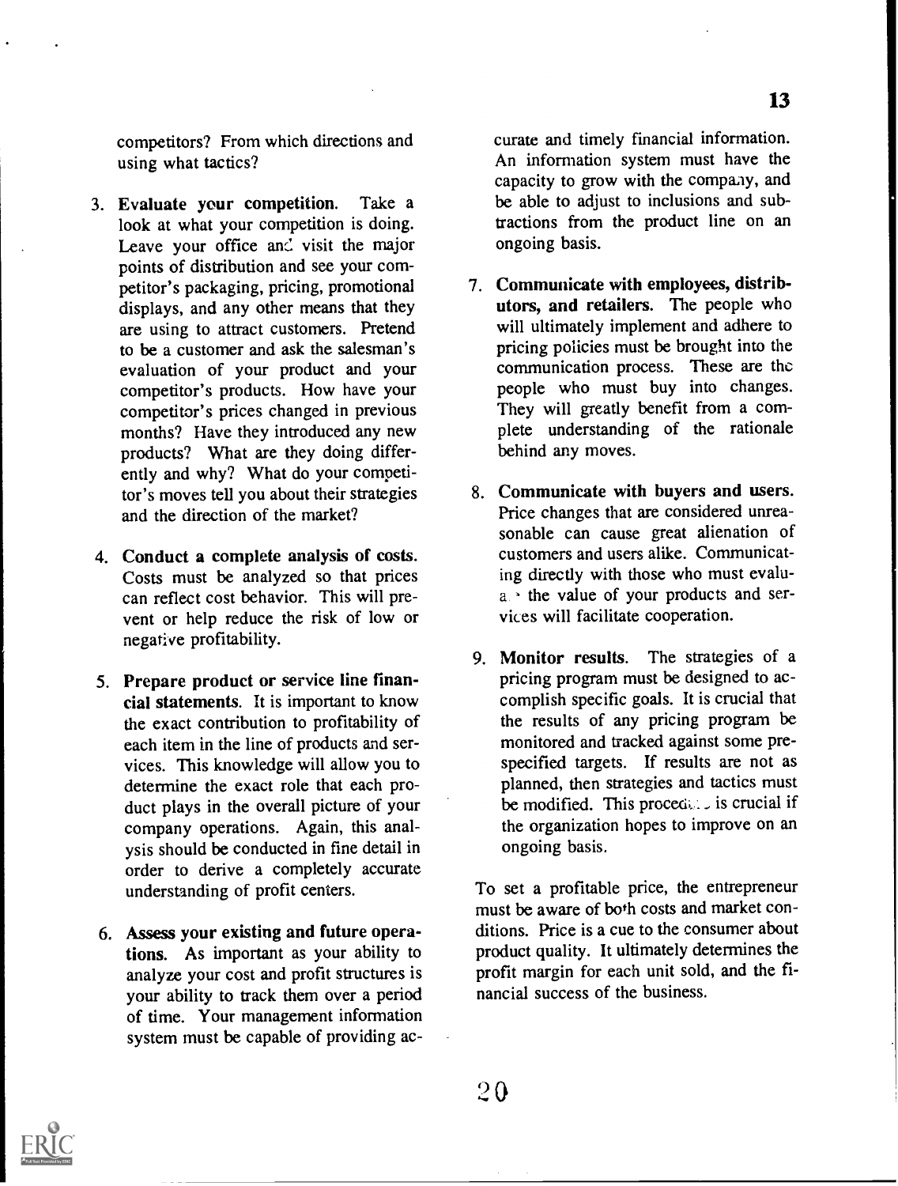competitors? From which directions and using what tactics?

3. **Evaluate your competition.** Take a look at what your competition is doing. Leave your office and visit the major points of distribution and see your competitor's packaging, pricing, promotional displays, and any other means that they are using to attract customers. Pretend to be a customer and ask the salesman's evaluation of your product and your competitor's products. How have your competitor's prices changed in previous months? Have they introduced any new products? What are they doing differently and why? What do your competitor's moves tell you about their strategies and the direction of the market?

4. **Conduct a complete analysis of costs.** Costs must be analyzed so that prices can reflect cost behavior. This will prevent or help reduce the risk of low or negative profitability.

5. **Prepare product or service line financial statements.** It is important to know the exact contribution to profitability of each item in the line of products and services. This knowledge will allow you to determine the exact role that each product plays in the overall picture of your company operations. Again, this analysis should be conducted in fine detail in order to derive a completely accurate understanding of profit centers.

6. **Assess your existing and future operations.** As important as your ability to analyze your cost and profit structures is your ability to track them over a period of time. Your management information system must be capable of providing accurate and timely financial information. An information system must have the capacity to grow with the company, and be able to adjust to inclusions and subtractions from the product line on an ongoing basis.

7. **Communicate with employees, distributors, and retailers.** The people who will ultimately implement and adhere to pricing policies must be brought into the communication process. These are the people who must buy into changes. They will greatly benefit from a complete understanding of the rationale behind any moves.

8. **Communicate with buyers and users.** Price changes that are considered unreasonable can cause great alienation of customers and users alike. Communicating directly with those who must evaluate the value of your products and services will facilitate cooperation.

9. **Monitor results.** The strategies of a pricing program must be designed to accomplish specific goals. It is crucial that the results of any pricing program be monitored and tracked against some prespecified targets. If results are not as planned, then strategies and tactics must be modified. This procedure is crucial if the organization hopes to improve on an ongoing basis.

To set a profitable price, the entrepreneur must be aware of both costs and market conditions. Price is a cue to the consumer about product quality. It ultimately determines the profit margin for each unit sold, and the financial success of the business.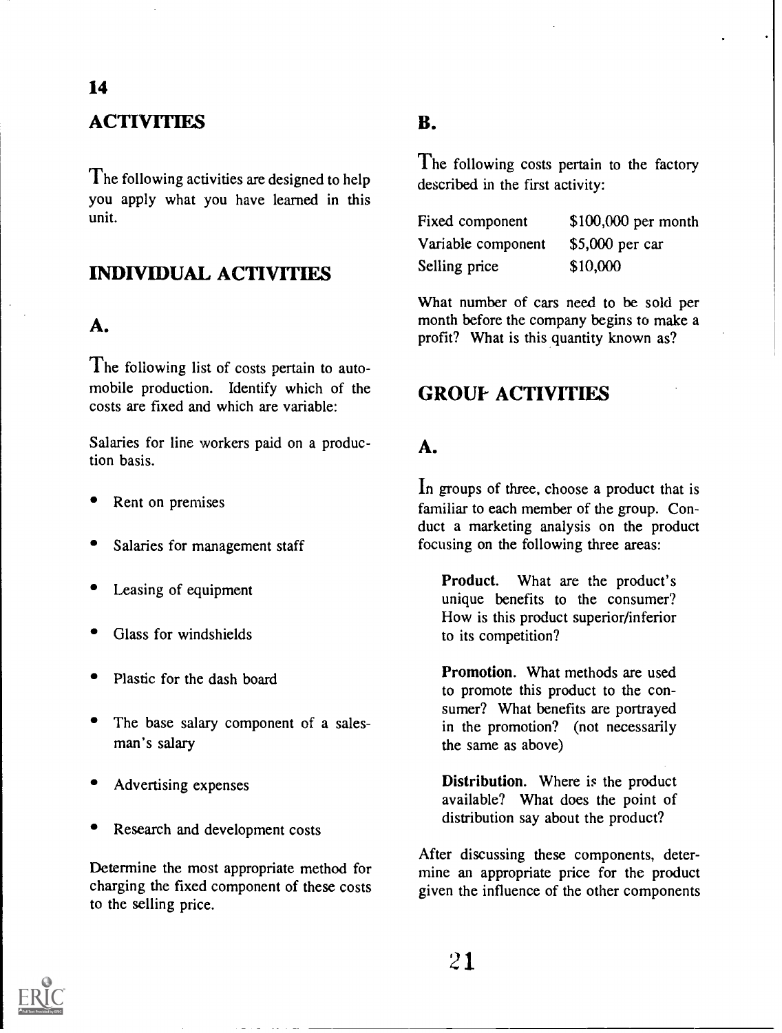## ACTIVITIES

The following activities are designed to help you apply what you have learned in this unit.

## INDIVIDUAL ACTIVITIES

### A.

The following list of costs pertain to automobile production. Identify which of the costs are fixed and which are variable:

Salaries for line workers paid on a production basis.

- Rent on premises
- Salaries for management staff
- Leasing of equipment
- Glass for windshields
- Plastic for the dash board
- The base salary component of a salesman's salary
- Advertising expenses
- Research and development costs

Determine the most appropriate method for charging the fixed component of these costs to the selling price.

### B.

The following costs pertain to the factory described in the first activity:

| | |
|---|---|
| Fixed component | $100,000 per month |
| Variable component | $5,000 per car |
| Selling price | $10,000 |

What number of cars need to be sold per month before the company begins to make a profit? What is this quantity known as?

## GROUP ACTIVITIES

### A.

In groups of three, choose a product that is familiar to each member of the group. Conduct a marketing analysis on the product focusing on the following three areas:

**Product.** What are the product's unique benefits to the consumer? How is this product superior/inferior to its competition?

**Promotion.** What methods are used to promote this product to the consumer? What benefits are portrayed in the promotion? (not necessarily the same as above)

**Distribution.** Where is the product available? What does the point of distribution say about the product?

After discussing these components, determine an appropriate price for the product given the influence of the other components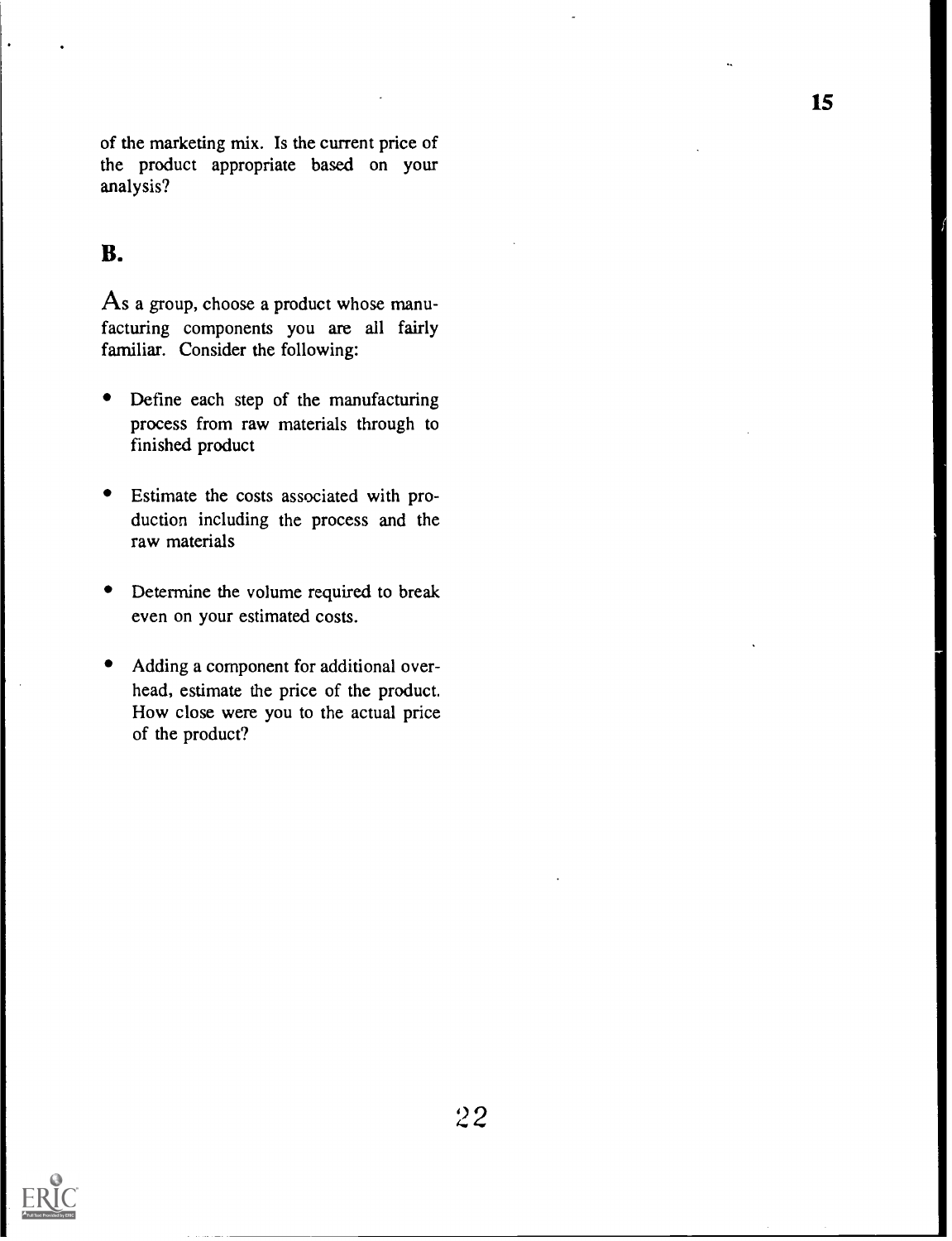of the marketing mix. Is the current price of the product appropriate based on your analysis?

## B.

As a group, choose a product whose manufacturing components you are all fairly familiar. Consider the following:

- Define each step of the manufacturing process from raw materials through to finished product
- Estimate the costs associated with production including the process and the raw materials
- Determine the volume required to break even on your estimated costs.
- Adding a component for additional overhead, estimate the price of the product. How close were you to the actual price of the product?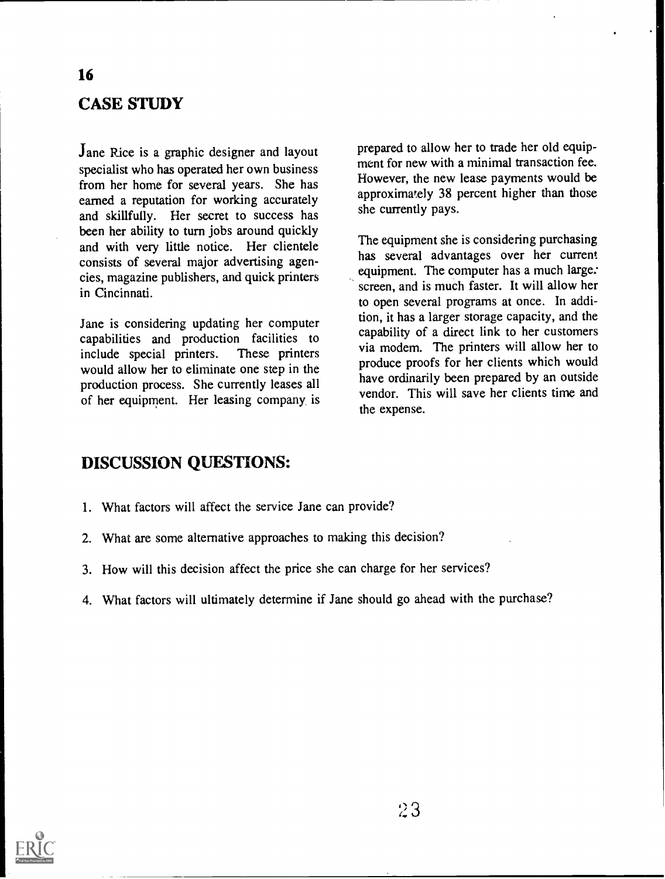## CASE STUDY

Jane Rice is a graphic designer and layout specialist who has operated her own business from her home for several years. She has earned a reputation for working accurately and skillfully. Her secret to success has been her ability to turn jobs around quickly and with very little notice. Her clientele consists of several major advertising agencies, magazine publishers, and quick printers in Cincinnati.

Jane is considering updating her computer capabilities and production facilities to include special printers. These printers would allow her to eliminate one step in the production process. She currently leases all of her equipment. Her leasing company is prepared to allow her to trade her old equipment for new with a minimal transaction fee. However, the new lease payments would be approximately 38 percent higher than those she currently pays.

The equipment she is considering purchasing has several advantages over her current equipment. The computer has a much larger screen, and is much faster. It will allow her to open several programs at once. In addition, it has a larger storage capacity, and the capability of a direct link to her customers via modem. The printers will allow her to produce proofs for her clients which would have ordinarily been prepared by an outside vendor. This will save her clients time and the expense.

## DISCUSSION QUESTIONS:

1. What factors will affect the service Jane can provide?
2. What are some alternative approaches to making this decision?
3. How will this decision affect the price she can charge for her services?
4. What factors will ultimately determine if Jane should go ahead with the purchase?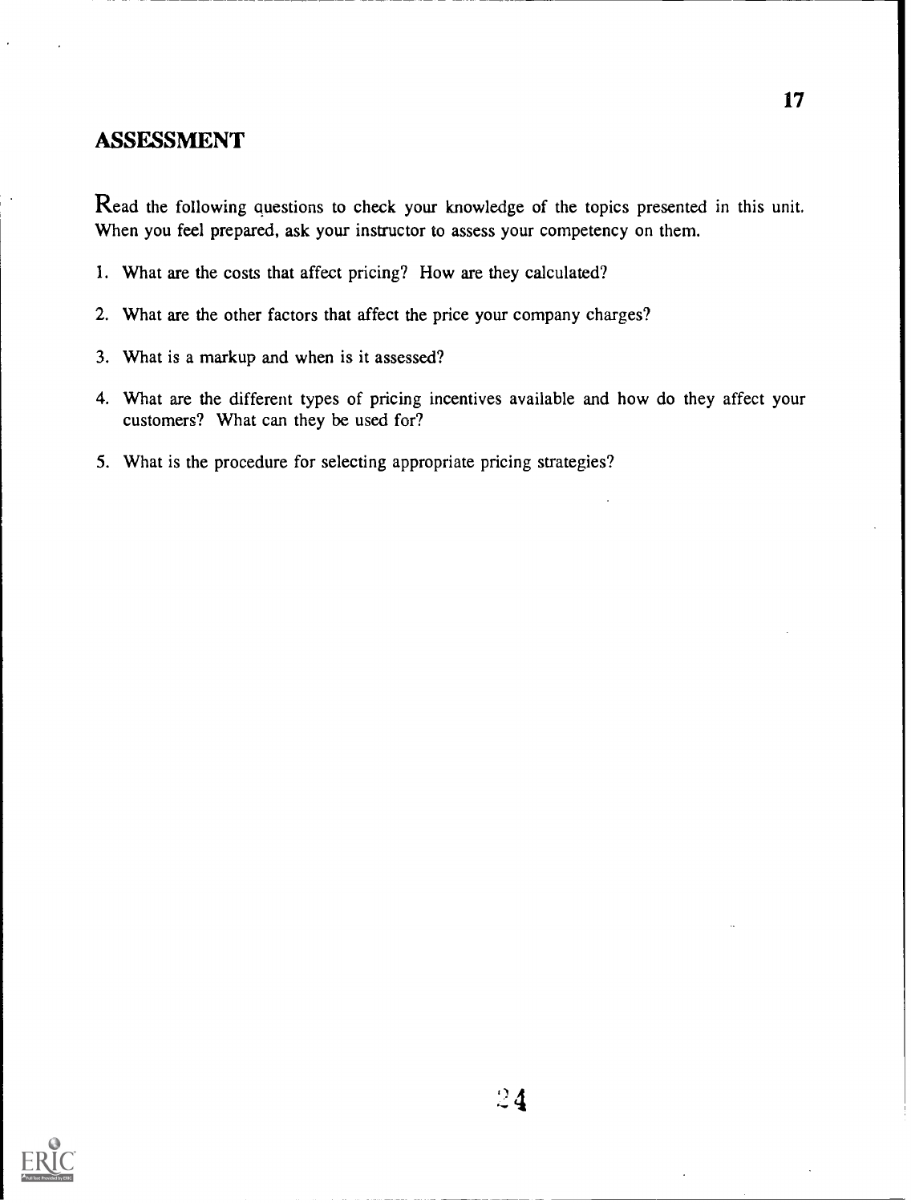## ASSESSMENT

Read the following questions to check your knowledge of the topics presented in this unit. When you feel prepared, ask your instructor to assess your competency on them.

1. What are the costs that affect pricing? How are they calculated?
2. What are the other factors that affect the price your company charges?
3. What is a markup and when is it assessed?
4. What are the different types of pricing incentives available and how do they affect your customers? What can they be used for?
5. What is the procedure for selecting appropriate pricing strategies?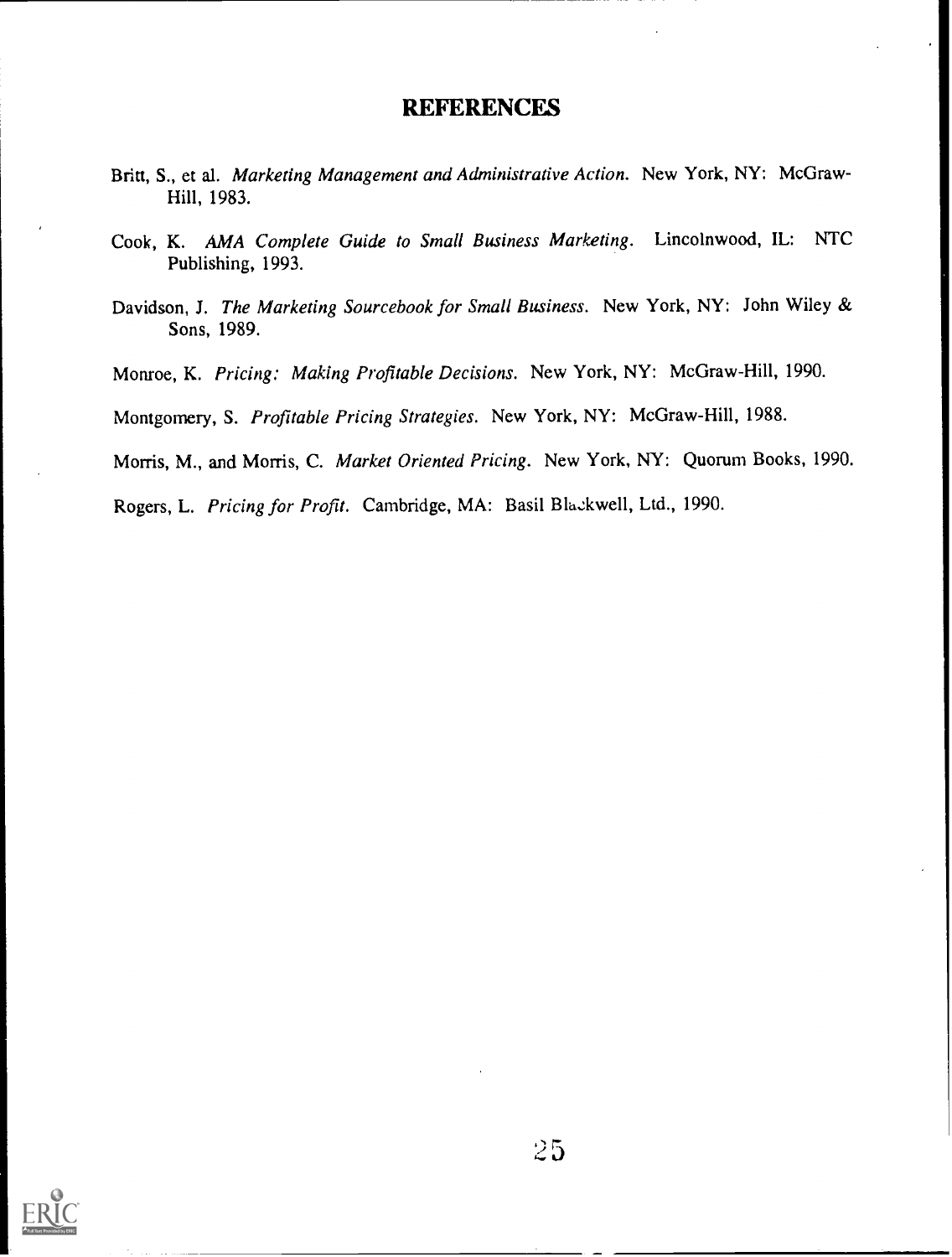# REFERENCES

Britt, S., et al. *Marketing Management and Administrative Action*. New York, NY: McGraw-Hill, 1983.

Cook, K. *AMA Complete Guide to Small Business Marketing*. Lincolnwood, IL: NTC Publishing, 1993.

Davidson, J. *The Marketing Sourcebook for Small Business*. New York, NY: John Wiley & Sons, 1989.

Monroe, K. *Pricing: Making Profitable Decisions*. New York, NY: McGraw-Hill, 1990.

Montgomery, S. *Profitable Pricing Strategies*. New York, NY: McGraw-Hill, 1988.

Morris, M., and Morris, C. *Market Oriented Pricing*. New York, NY: Quorum Books, 1990.

Rogers, L. *Pricing for Profit*. Cambridge, MA: Basil Blackwell, Ltd., 1990.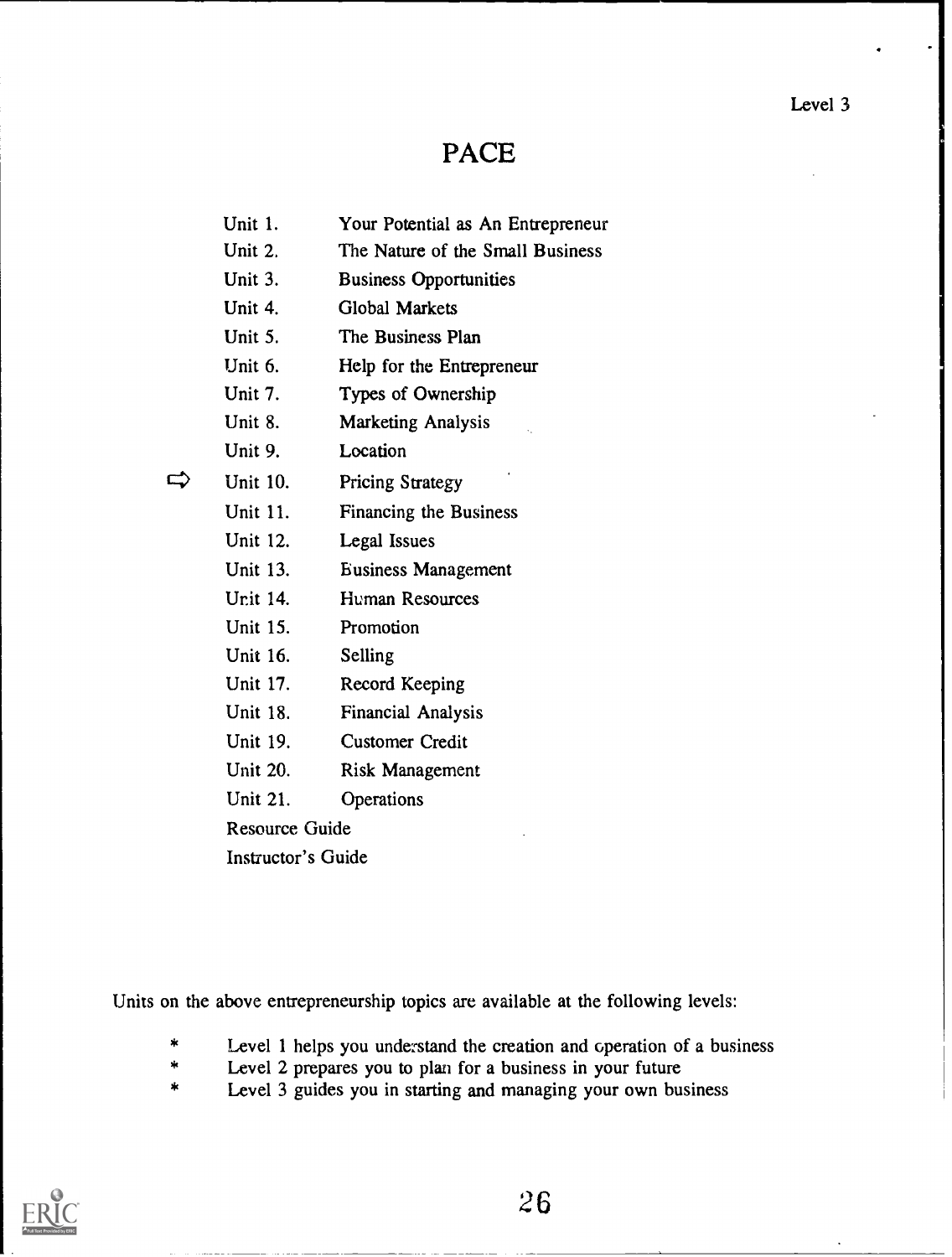Level 3

# PACE

| | |
|---|---|
| Unit 1. | Your Potential as An Entrepreneur |
| Unit 2. | The Nature of the Small Business |
| Unit 3. | Business Opportunities |
| Unit 4. | Global Markets |
| Unit 5. | The Business Plan |
| Unit 6. | Help for the Entrepreneur |
| Unit 7. | Types of Ownership |
| Unit 8. | Marketing Analysis |
| Unit 9. | Location |
| ⇨ Unit 10. | Pricing Strategy |
| Unit 11. | Financing the Business |
| Unit 12. | Legal Issues |
| Unit 13. | Business Management |
| Unit 14. | Human Resources |
| Unit 15. | Promotion |
| Unit 16. | Selling |
| Unit 17. | Record Keeping |
| Unit 18. | Financial Analysis |
| Unit 19. | Customer Credit |
| Unit 20. | Risk Management |
| Unit 21. | Operations |
| Resource Guide | |
| Instructor's Guide | |

Units on the above entrepreneurship topics are available at the following levels:

* Level 1 helps you understand the creation and operation of a business
* Level 2 prepares you to plan for a business in your future
* Level 3 guides you in starting and managing your own business